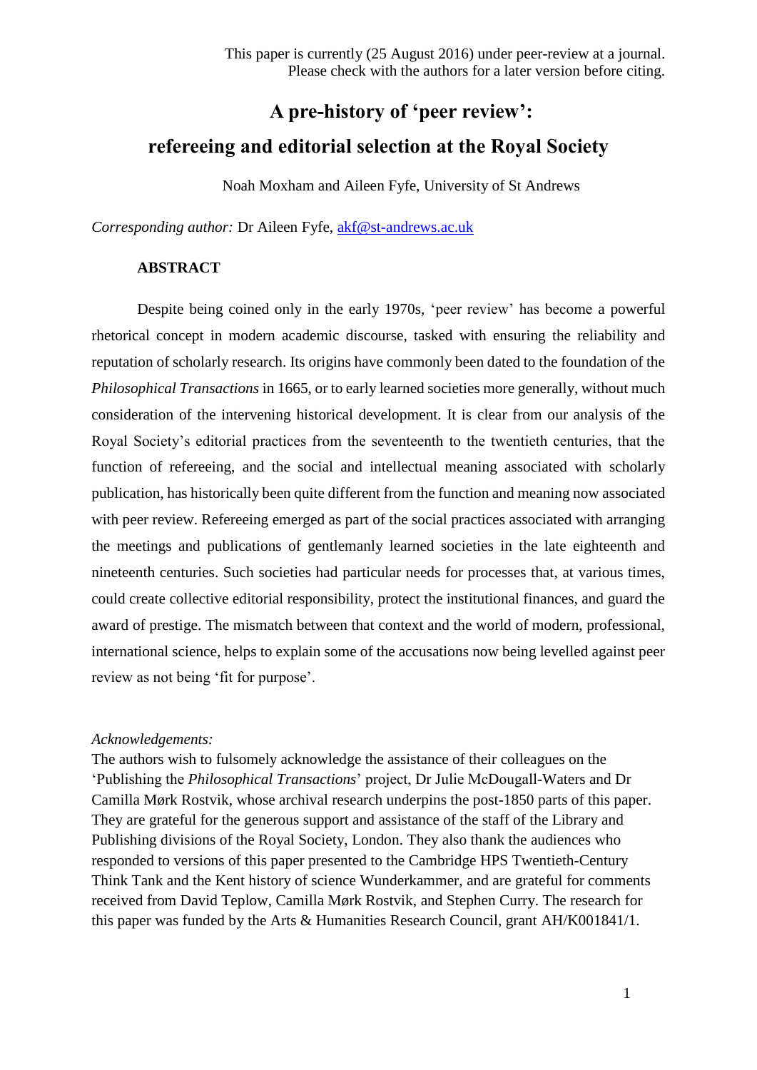This paper is currently (25 August 2016) under peer-review at a journal.
Please check with the authors for a later version before citing.

# A pre-history of 'peer review': refereeing and editorial selection at the Royal Society

Noah Moxham and Aileen Fyfe, University of St Andrews

*Corresponding author:* Dr Aileen Fyfe, akf@st-andrews.ac.uk

## ABSTRACT

Despite being coined only in the early 1970s, 'peer review' has become a powerful rhetorical concept in modern academic discourse, tasked with ensuring the reliability and reputation of scholarly research. Its origins have commonly been dated to the foundation of the *Philosophical Transactions* in 1665, or to early learned societies more generally, without much consideration of the intervening historical development. It is clear from our analysis of the Royal Society's editorial practices from the seventeenth to the twentieth centuries, that the function of refereeing, and the social and intellectual meaning associated with scholarly publication, has historically been quite different from the function and meaning now associated with peer review. Refereeing emerged as part of the social practices associated with arranging the meetings and publications of gentlemanly learned societies in the late eighteenth and nineteenth centuries. Such societies had particular needs for processes that, at various times, could create collective editorial responsibility, protect the institutional finances, and guard the award of prestige. The mismatch between that context and the world of modern, professional, international science, helps to explain some of the accusations now being levelled against peer review as not being 'fit for purpose'.

*Acknowledgements:*
The authors wish to fulsomely acknowledge the assistance of their colleagues on the 'Publishing the *Philosophical Transactions*' project, Dr Julie McDougall-Waters and Dr Camilla Mørk Rostvik, whose archival research underpins the post-1850 parts of this paper. They are grateful for the generous support and assistance of the staff of the Library and Publishing divisions of the Royal Society, London. They also thank the audiences who responded to versions of this paper presented to the Cambridge HPS Twentieth-Century Think Tank and the Kent history of science Wunderkammer, and are grateful for comments received from David Teplow, Camilla Mørk Rostvik, and Stephen Curry. The research for this paper was funded by the Arts & Humanities Research Council, grant AH/K001841/1.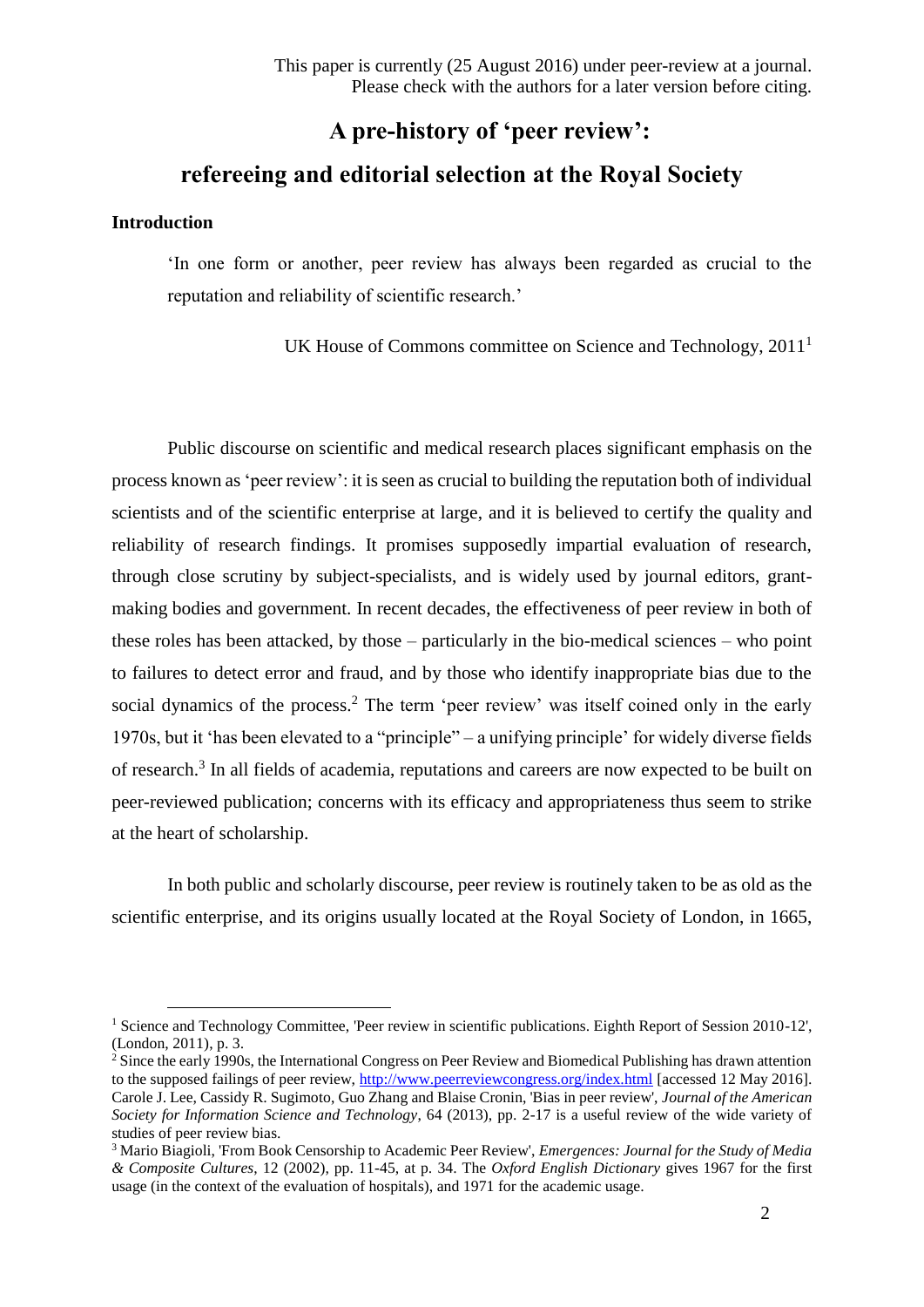This paper is currently (25 August 2016) under peer-review at a journal. Please check with the authors for a later version before citing.

# A pre-history of 'peer review': refereeing and editorial selection at the Royal Society

## Introduction

> 'In one form or another, peer review has always been regarded as crucial to the reputation and reliability of scientific research.'
>
> UK House of Commons committee on Science and Technology, 2011[1]

Public discourse on scientific and medical research places significant emphasis on the process known as 'peer review': it is seen as crucial to building the reputation both of individual scientists and of the scientific enterprise at large, and it is believed to certify the quality and reliability of research findings. It promises supposedly impartial evaluation of research, through close scrutiny by subject-specialists, and is widely used by journal editors, grant-making bodies and government. In recent decades, the effectiveness of peer review in both of these roles has been attacked, by those – particularly in the bio-medical sciences – who point to failures to detect error and fraud, and by those who identify inappropriate bias due to the social dynamics of the process.[2] The term 'peer review' was itself coined only in the early 1970s, but it 'has been elevated to a "principle" – a unifying principle' for widely diverse fields of research.[3] In all fields of academia, reputations and careers are now expected to be built on peer-reviewed publication; concerns with its efficacy and appropriateness thus seem to strike at the heart of scholarship.

In both public and scholarly discourse, peer review is routinely taken to be as old as the scientific enterprise, and its origins usually located at the Royal Society of London, in 1665,

---

[1] Science and Technology Committee, 'Peer review in scientific publications. Eighth Report of Session 2010-12', (London, 2011), p. 3.

[2] Since the early 1990s, the International Congress on Peer Review and Biomedical Publishing has drawn attention to the supposed failings of peer review, http://www.peerreviewcongress.org/index.html [accessed 12 May 2016]. Carole J. Lee, Cassidy R. Sugimoto, Guo Zhang and Blaise Cronin, 'Bias in peer review', *Journal of the American Society for Information Science and Technology*, 64 (2013), pp. 2-17 is a useful review of the wide variety of studies of peer review bias.

[3] Mario Biagioli, 'From Book Censorship to Academic Peer Review', *Emergences: Journal for the Study of Media & Composite Cultures*, 12 (2002), pp. 11-45, at p. 34. The *Oxford English Dictionary* gives 1967 for the first usage (in the context of the evaluation of hospitals), and 1971 for the academic usage.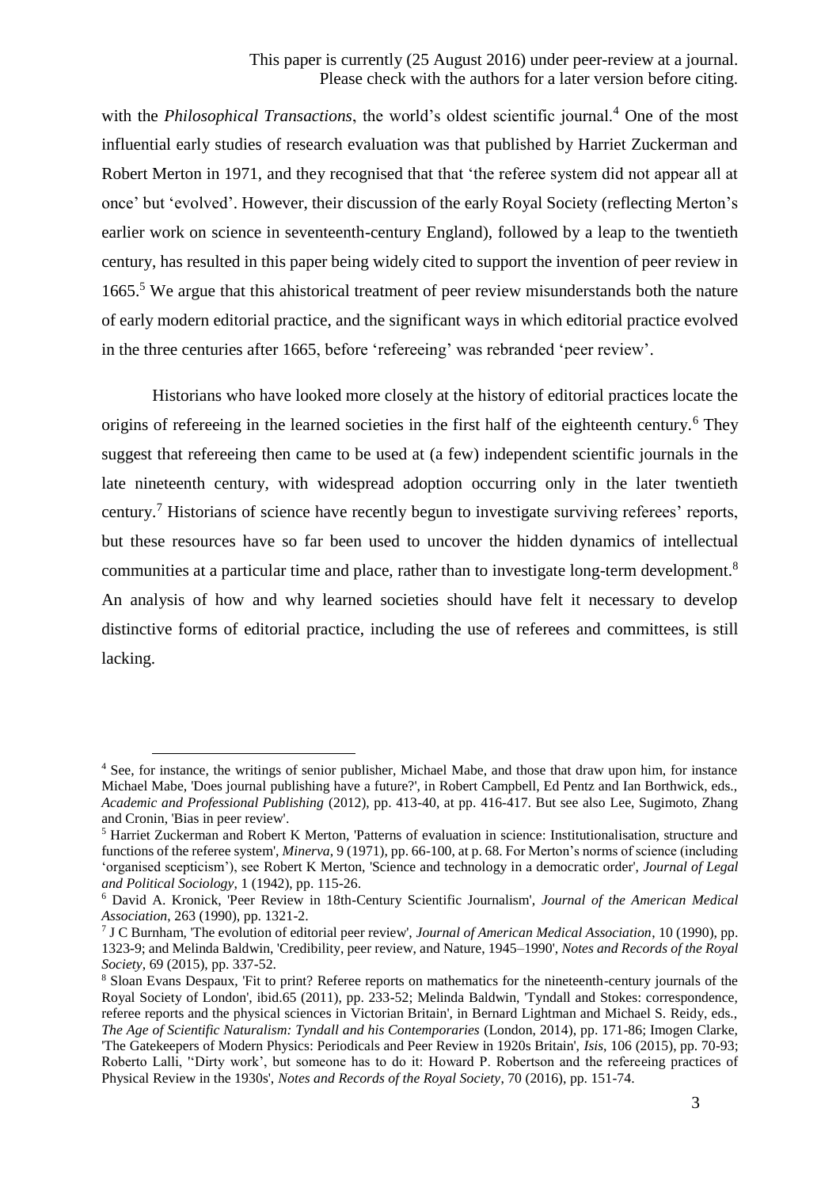with the *Philosophical Transactions*, the world's oldest scientific journal.[4] One of the most influential early studies of research evaluation was that published by Harriet Zuckerman and Robert Merton in 1971, and they recognised that that 'the referee system did not appear all at once' but 'evolved'. However, their discussion of the early Royal Society (reflecting Merton's earlier work on science in seventeenth-century England), followed by a leap to the twentieth century, has resulted in this paper being widely cited to support the invention of peer review in 1665.[5] We argue that this ahistorical treatment of peer review misunderstands both the nature of early modern editorial practice, and the significant ways in which editorial practice evolved in the three centuries after 1665, before 'refereeing' was rebranded 'peer review'.

Historians who have looked more closely at the history of editorial practices locate the origins of refereeing in the learned societies in the first half of the eighteenth century.[6] They suggest that refereeing then came to be used at (a few) independent scientific journals in the late nineteenth century, with widespread adoption occurring only in the later twentieth century.[7] Historians of science have recently begun to investigate surviving referees' reports, but these resources have so far been used to uncover the hidden dynamics of intellectual communities at a particular time and place, rather than to investigate long-term development.[8] An analysis of how and why learned societies should have felt it necessary to develop distinctive forms of editorial practice, including the use of referees and committees, is still lacking.

---

[4] See, for instance, the writings of senior publisher, Michael Mabe, and those that draw upon him, for instance Michael Mabe, 'Does journal publishing have a future?', in Robert Campbell, Ed Pentz and Ian Borthwick, eds., *Academic and Professional Publishing* (2012), pp. 413-40, at pp. 416-417. But see also Lee, Sugimoto, Zhang and Cronin, 'Bias in peer review'.

[5] Harriet Zuckerman and Robert K Merton, 'Patterns of evaluation in science: Institutionalisation, structure and functions of the referee system', *Minerva*, 9 (1971), pp. 66-100, at p. 68. For Merton's norms of science (including 'organised scepticism'), see Robert K Merton, 'Science and technology in a democratic order', *Journal of Legal and Political Sociology*, 1 (1942), pp. 115-26.

[6] David A. Kronick, 'Peer Review in 18th-Century Scientific Journalism', *Journal of the American Medical Association*, 263 (1990), pp. 1321-2.

[7] J C Burnham, 'The evolution of editorial peer review', *Journal of American Medical Association*, 10 (1990), pp. 1323-9; and Melinda Baldwin, 'Credibility, peer review, and Nature, 1945–1990', *Notes and Records of the Royal Society*, 69 (2015), pp. 337-52.

[8] Sloan Evans Despaux, 'Fit to print? Referee reports on mathematics for the nineteenth-century journals of the Royal Society of London', ibid.65 (2011), pp. 233-52; Melinda Baldwin, 'Tyndall and Stokes: correspondence, referee reports and the physical sciences in Victorian Britain', in Bernard Lightman and Michael S. Reidy, eds., *The Age of Scientific Naturalism: Tyndall and his Contemporaries* (London, 2014), pp. 171-86; Imogen Clarke, 'The Gatekeepers of Modern Physics: Periodicals and Peer Review in 1920s Britain', *Isis*, 106 (2015), pp. 70-93; Roberto Lalli, ''Dirty work', but someone has to do it: Howard P. Robertson and the refereeing practices of Physical Review in the 1930s', *Notes and Records of the Royal Society*, 70 (2016), pp. 151-74.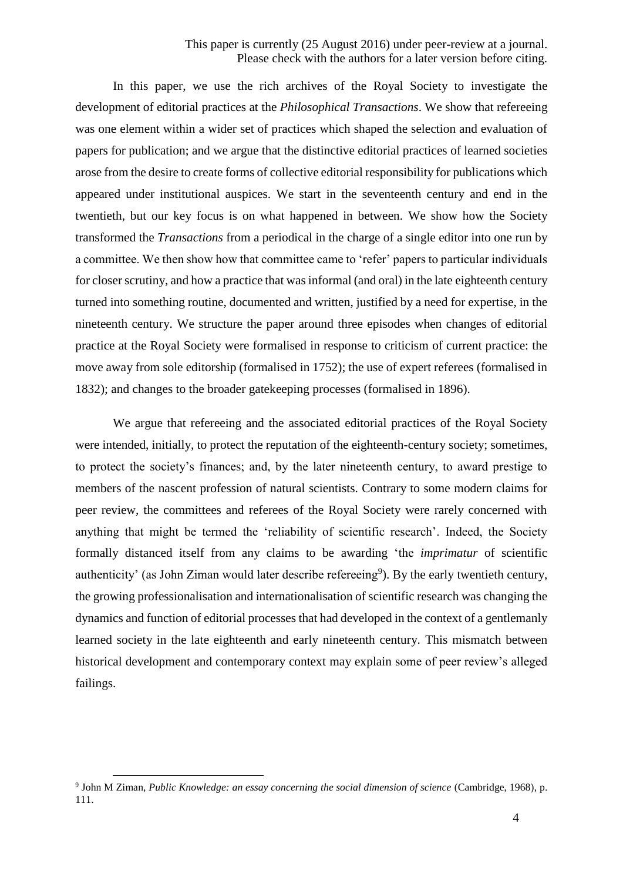This paper is currently (25 August 2016) under peer-review at a journal. Please check with the authors for a later version before citing.

In this paper, we use the rich archives of the Royal Society to investigate the development of editorial practices at the *Philosophical Transactions*. We show that refereeing was one element within a wider set of practices which shaped the selection and evaluation of papers for publication; and we argue that the distinctive editorial practices of learned societies arose from the desire to create forms of collective editorial responsibility for publications which appeared under institutional auspices. We start in the seventeenth century and end in the twentieth, but our key focus is on what happened in between. We show how the Society transformed the *Transactions* from a periodical in the charge of a single editor into one run by a committee. We then show how that committee came to 'refer' papers to particular individuals for closer scrutiny, and how a practice that was informal (and oral) in the late eighteenth century turned into something routine, documented and written, justified by a need for expertise, in the nineteenth century. We structure the paper around three episodes when changes of editorial practice at the Royal Society were formalised in response to criticism of current practice: the move away from sole editorship (formalised in 1752); the use of expert referees (formalised in 1832); and changes to the broader gatekeeping processes (formalised in 1896).

We argue that refereeing and the associated editorial practices of the Royal Society were intended, initially, to protect the reputation of the eighteenth-century society; sometimes, to protect the society's finances; and, by the later nineteenth century, to award prestige to members of the nascent profession of natural scientists. Contrary to some modern claims for peer review, the committees and referees of the Royal Society were rarely concerned with anything that might be termed the 'reliability of scientific research'. Indeed, the Society formally distanced itself from any claims to be awarding 'the *imprimatur* of scientific authenticity' (as John Ziman would later describe refereeing[9]). By the early twentieth century, the growing professionalisation and internationalisation of scientific research was changing the dynamics and function of editorial processes that had developed in the context of a gentlemanly learned society in the late eighteenth and early nineteenth century. This mismatch between historical development and contemporary context may explain some of peer review's alleged failings.

[9] John M Ziman, *Public Knowledge: an essay concerning the social dimension of science* (Cambridge, 1968), p. 111.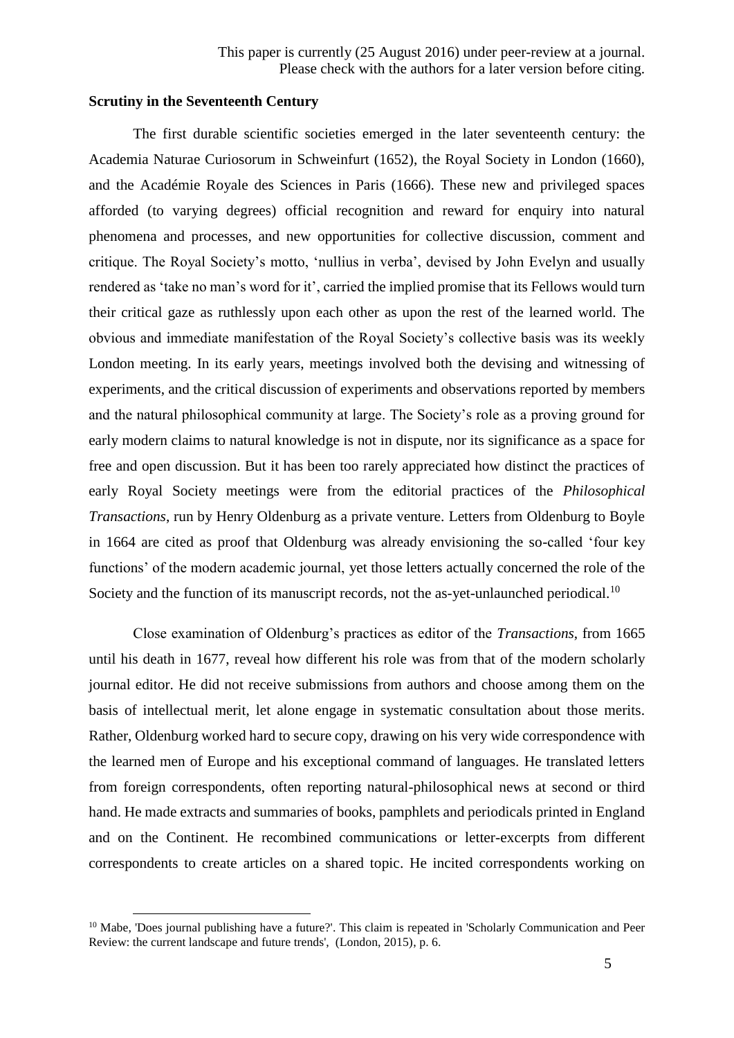This paper is currently (25 August 2016) under peer-review at a journal. Please check with the authors for a later version before citing.

**Scrutiny in the Seventeenth Century**

The first durable scientific societies emerged in the later seventeenth century: the Academia Naturae Curiosorum in Schweinfurt (1652), the Royal Society in London (1660), and the Académie Royale des Sciences in Paris (1666). These new and privileged spaces afforded (to varying degrees) official recognition and reward for enquiry into natural phenomena and processes, and new opportunities for collective discussion, comment and critique. The Royal Society's motto, 'nullius in verba', devised by John Evelyn and usually rendered as 'take no man's word for it', carried the implied promise that its Fellows would turn their critical gaze as ruthlessly upon each other as upon the rest of the learned world. The obvious and immediate manifestation of the Royal Society's collective basis was its weekly London meeting. In its early years, meetings involved both the devising and witnessing of experiments, and the critical discussion of experiments and observations reported by members and the natural philosophical community at large. The Society's role as a proving ground for early modern claims to natural knowledge is not in dispute, nor its significance as a space for free and open discussion. But it has been too rarely appreciated how distinct the practices of early Royal Society meetings were from the editorial practices of the *Philosophical Transactions*, run by Henry Oldenburg as a private venture. Letters from Oldenburg to Boyle in 1664 are cited as proof that Oldenburg was already envisioning the so-called 'four key functions' of the modern academic journal, yet those letters actually concerned the role of the Society and the function of its manuscript records, not the as-yet-unlaunched periodical.[10]

Close examination of Oldenburg's practices as editor of the *Transactions*, from 1665 until his death in 1677, reveal how different his role was from that of the modern scholarly journal editor. He did not receive submissions from authors and choose among them on the basis of intellectual merit, let alone engage in systematic consultation about those merits. Rather, Oldenburg worked hard to secure copy, drawing on his very wide correspondence with the learned men of Europe and his exceptional command of languages. He translated letters from foreign correspondents, often reporting natural-philosophical news at second or third hand. He made extracts and summaries of books, pamphlets and periodicals printed in England and on the Continent. He recombined communications or letter-excerpts from different correspondents to create articles on a shared topic. He incited correspondents working on

[10] Mabe, 'Does journal publishing have a future?'. This claim is repeated in 'Scholarly Communication and Peer Review: the current landscape and future trends', (London, 2015), p. 6.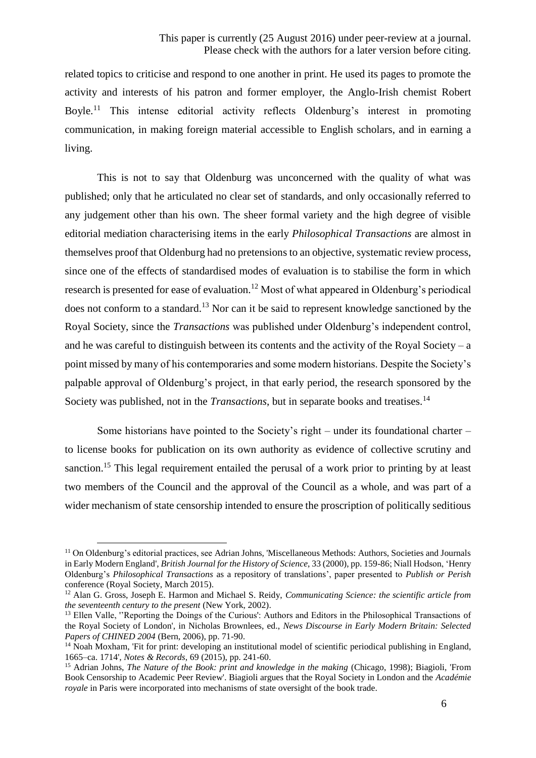related topics to criticise and respond to one another in print. He used its pages to promote the activity and interests of his patron and former employer, the Anglo-Irish chemist Robert Boyle.[11] This intense editorial activity reflects Oldenburg's interest in promoting communication, in making foreign material accessible to English scholars, and in earning a living.

This is not to say that Oldenburg was unconcerned with the quality of what was published; only that he articulated no clear set of standards, and only occasionally referred to any judgement other than his own. The sheer formal variety and the high degree of visible editorial mediation characterising items in the early *Philosophical Transactions* are almost in themselves proof that Oldenburg had no pretensions to an objective, systematic review process, since one of the effects of standardised modes of evaluation is to stabilise the form in which research is presented for ease of evaluation.[12] Most of what appeared in Oldenburg's periodical does not conform to a standard.[13] Nor can it be said to represent knowledge sanctioned by the Royal Society, since the *Transactions* was published under Oldenburg's independent control, and he was careful to distinguish between its contents and the activity of the Royal Society – a point missed by many of his contemporaries and some modern historians. Despite the Society's palpable approval of Oldenburg's project, in that early period, the research sponsored by the Society was published, not in the *Transactions*, but in separate books and treatises.[14]

Some historians have pointed to the Society's right – under its foundational charter – to license books for publication on its own authority as evidence of collective scrutiny and sanction.[15] This legal requirement entailed the perusal of a work prior to printing by at least two members of the Council and the approval of the Council as a whole, and was part of a wider mechanism of state censorship intended to ensure the proscription of politically seditious

---

[11] On Oldenburg's editorial practices, see Adrian Johns, 'Miscellaneous Methods: Authors, Societies and Journals in Early Modern England', *British Journal for the History of Science*, 33 (2000), pp. 159-86; Niall Hodson, 'Henry Oldenburg's *Philosophical Transactions* as a repository of translations', paper presented to *Publish or Perish* conference (Royal Society, March 2015).

[12] Alan G. Gross, Joseph E. Harmon and Michael S. Reidy, *Communicating Science: the scientific article from the seventeenth century to the present* (New York, 2002).

[13] Ellen Valle, ''Reporting the Doings of the Curious': Authors and Editors in the Philosophical Transactions of the Royal Society of London', in Nicholas Brownlees, ed., *News Discourse in Early Modern Britain: Selected Papers of CHINED 2004* (Bern, 2006), pp. 71-90.

[14] Noah Moxham, 'Fit for print: developing an institutional model of scientific periodical publishing in England, 1665–ca. 1714', *Notes & Records*, 69 (2015), pp. 241-60.

[15] Adrian Johns, *The Nature of the Book: print and knowledge in the making* (Chicago, 1998); Biagioli, 'From Book Censorship to Academic Peer Review'. Biagioli argues that the Royal Society in London and the *Académie royale* in Paris were incorporated into mechanisms of state oversight of the book trade.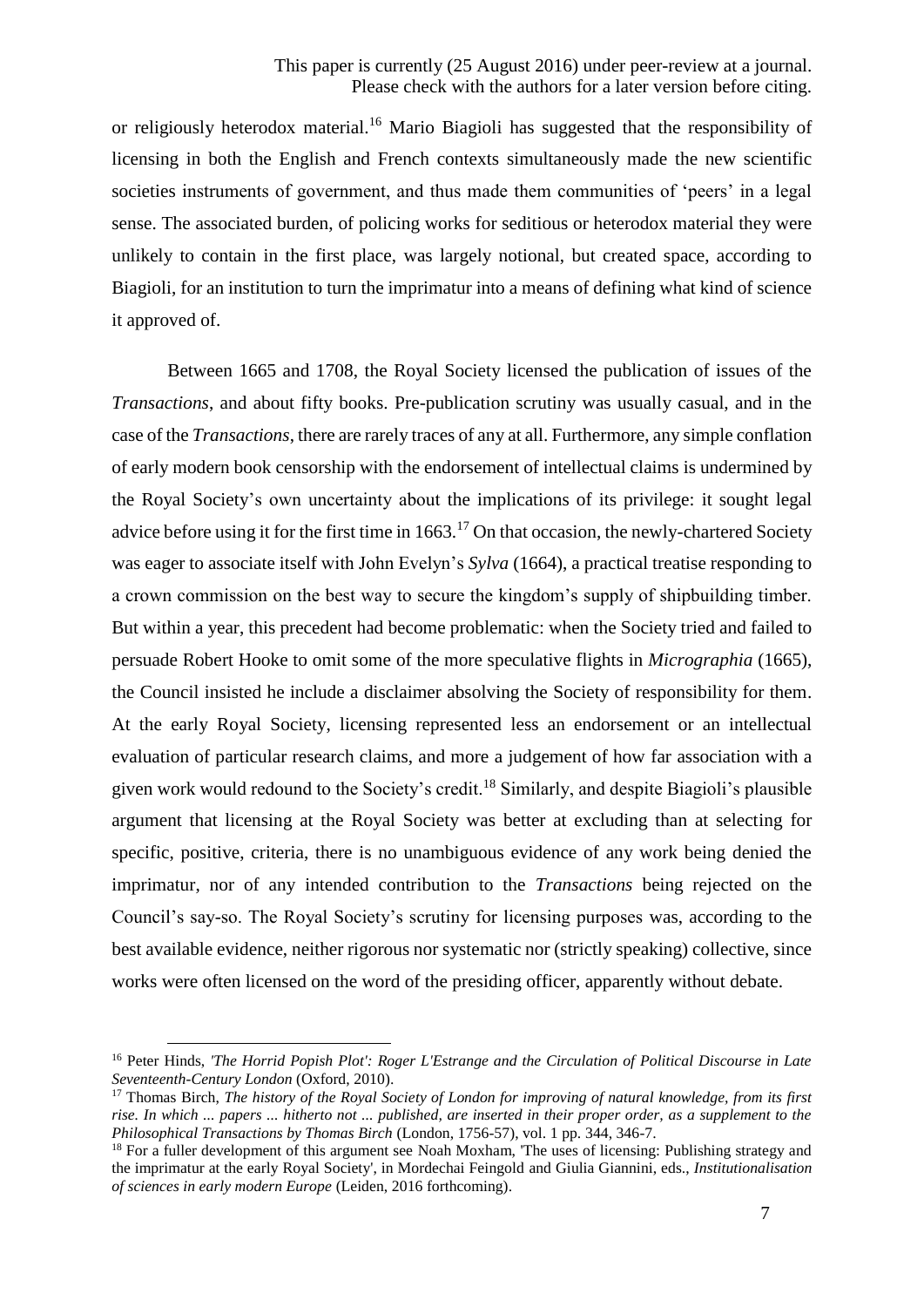or religiously heterodox material.[16] Mario Biagioli has suggested that the responsibility of licensing in both the English and French contexts simultaneously made the new scientific societies instruments of government, and thus made them communities of 'peers' in a legal sense. The associated burden, of policing works for seditious or heterodox material they were unlikely to contain in the first place, was largely notional, but created space, according to Biagioli, for an institution to turn the imprimatur into a means of defining what kind of science it approved of.

Between 1665 and 1708, the Royal Society licensed the publication of issues of the *Transactions*, and about fifty books. Pre-publication scrutiny was usually casual, and in the case of the *Transactions*, there are rarely traces of any at all. Furthermore, any simple conflation of early modern book censorship with the endorsement of intellectual claims is undermined by the Royal Society's own uncertainty about the implications of its privilege: it sought legal advice before using it for the first time in 1663.[17] On that occasion, the newly-chartered Society was eager to associate itself with John Evelyn's *Sylva* (1664), a practical treatise responding to a crown commission on the best way to secure the kingdom's supply of shipbuilding timber. But within a year, this precedent had become problematic: when the Society tried and failed to persuade Robert Hooke to omit some of the more speculative flights in *Micrographia* (1665), the Council insisted he include a disclaimer absolving the Society of responsibility for them. At the early Royal Society, licensing represented less an endorsement or an intellectual evaluation of particular research claims, and more a judgement of how far association with a given work would redound to the Society's credit.[18] Similarly, and despite Biagioli's plausible argument that licensing at the Royal Society was better at excluding than at selecting for specific, positive, criteria, there is no unambiguous evidence of any work being denied the imprimatur, nor of any intended contribution to the *Transactions* being rejected on the Council's say-so. The Royal Society's scrutiny for licensing purposes was, according to the best available evidence, neither rigorous nor systematic nor (strictly speaking) collective, since works were often licensed on the word of the presiding officer, apparently without debate.

---

[16] Peter Hinds, *'The Horrid Popish Plot': Roger L'Estrange and the Circulation of Political Discourse in Late Seventeenth-Century London* (Oxford, 2010).

[17] Thomas Birch, *The history of the Royal Society of London for improving of natural knowledge, from its first rise. In which ... papers ... hitherto not ... published, are inserted in their proper order, as a supplement to the Philosophical Transactions by Thomas Birch* (London, 1756-57), vol. 1 pp. 344, 346-7.

[18] For a fuller development of this argument see Noah Moxham, 'The uses of licensing: Publishing strategy and the imprimatur at the early Royal Society', in Mordechai Feingold and Giulia Giannini, eds., *Institutionalisation of sciences in early modern Europe* (Leiden, 2016 forthcoming).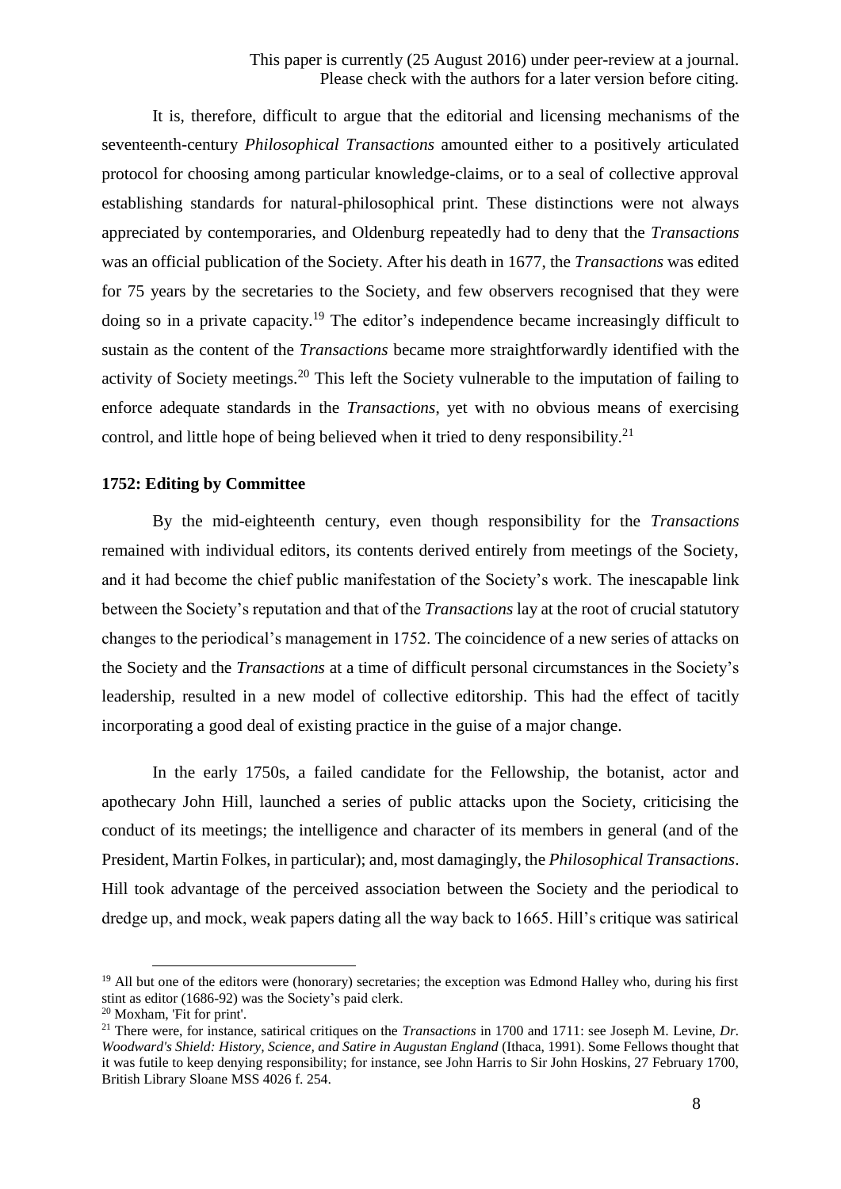It is, therefore, difficult to argue that the editorial and licensing mechanisms of the seventeenth-century *Philosophical Transactions* amounted either to a positively articulated protocol for choosing among particular knowledge-claims, or to a seal of collective approval establishing standards for natural-philosophical print. These distinctions were not always appreciated by contemporaries, and Oldenburg repeatedly had to deny that the *Transactions* was an official publication of the Society. After his death in 1677, the *Transactions* was edited for 75 years by the secretaries to the Society, and few observers recognised that they were doing so in a private capacity.[19] The editor's independence became increasingly difficult to sustain as the content of the *Transactions* became more straightforwardly identified with the activity of Society meetings.[20] This left the Society vulnerable to the imputation of failing to enforce adequate standards in the *Transactions*, yet with no obvious means of exercising control, and little hope of being believed when it tried to deny responsibility.[21]

## 1752: Editing by Committee

By the mid-eighteenth century, even though responsibility for the *Transactions* remained with individual editors, its contents derived entirely from meetings of the Society, and it had become the chief public manifestation of the Society's work. The inescapable link between the Society's reputation and that of the *Transactions* lay at the root of crucial statutory changes to the periodical's management in 1752. The coincidence of a new series of attacks on the Society and the *Transactions* at a time of difficult personal circumstances in the Society's leadership, resulted in a new model of collective editorship. This had the effect of tacitly incorporating a good deal of existing practice in the guise of a major change.

In the early 1750s, a failed candidate for the Fellowship, the botanist, actor and apothecary John Hill, launched a series of public attacks upon the Society, criticising the conduct of its meetings; the intelligence and character of its members in general (and of the President, Martin Folkes, in particular); and, most damagingly, the *Philosophical Transactions*. Hill took advantage of the perceived association between the Society and the periodical to dredge up, and mock, weak papers dating all the way back to 1665. Hill's critique was satirical

---

[19] All but one of the editors were (honorary) secretaries; the exception was Edmond Halley who, during his first stint as editor (1686-92) was the Society's paid clerk.

[20] Moxham, 'Fit for print'.

[21] There were, for instance, satirical critiques on the *Transactions* in 1700 and 1711: see Joseph M. Levine, *Dr. Woodward's Shield: History, Science, and Satire in Augustan England* (Ithaca, 1991). Some Fellows thought that it was futile to keep denying responsibility; for instance, see John Harris to Sir John Hoskins, 27 February 1700, British Library Sloane MSS 4026 f. 254.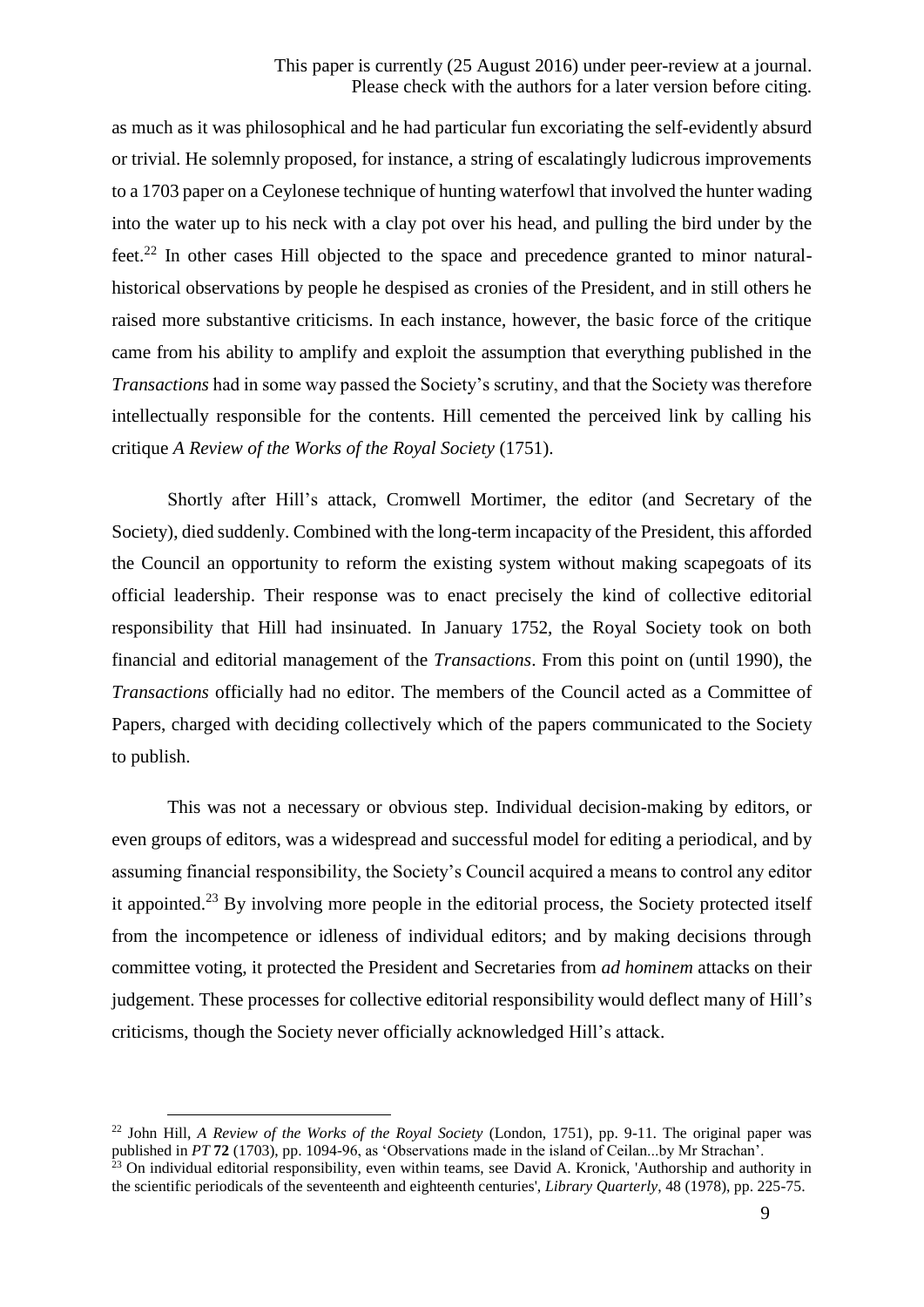as much as it was philosophical and he had particular fun excoriating the self-evidently absurd or trivial. He solemnly proposed, for instance, a string of escalatingly ludicrous improvements to a 1703 paper on a Ceylonese technique of hunting waterfowl that involved the hunter wading into the water up to his neck with a clay pot over his head, and pulling the bird under by the feet.[22] In other cases Hill objected to the space and precedence granted to minor natural-historical observations by people he despised as cronies of the President, and in still others he raised more substantive criticisms. In each instance, however, the basic force of the critique came from his ability to amplify and exploit the assumption that everything published in the *Transactions* had in some way passed the Society's scrutiny, and that the Society was therefore intellectually responsible for the contents. Hill cemented the perceived link by calling his critique *A Review of the Works of the Royal Society* (1751).

Shortly after Hill's attack, Cromwell Mortimer, the editor (and Secretary of the Society), died suddenly. Combined with the long-term incapacity of the President, this afforded the Council an opportunity to reform the existing system without making scapegoats of its official leadership. Their response was to enact precisely the kind of collective editorial responsibility that Hill had insinuated. In January 1752, the Royal Society took on both financial and editorial management of the *Transactions*. From this point on (until 1990), the *Transactions* officially had no editor. The members of the Council acted as a Committee of Papers, charged with deciding collectively which of the papers communicated to the Society to publish.

This was not a necessary or obvious step. Individual decision-making by editors, or even groups of editors, was a widespread and successful model for editing a periodical, and by assuming financial responsibility, the Society's Council acquired a means to control any editor it appointed.[23] By involving more people in the editorial process, the Society protected itself from the incompetence or idleness of individual editors; and by making decisions through committee voting, it protected the President and Secretaries from *ad hominem* attacks on their judgement. These processes for collective editorial responsibility would deflect many of Hill's criticisms, though the Society never officially acknowledged Hill's attack.

---

[22] John Hill, *A Review of the Works of the Royal Society* (London, 1751), pp. 9-11. The original paper was published in *PT* **72** (1703), pp. 1094-96, as 'Observations made in the island of Ceilan...by Mr Strachan'.

[23] On individual editorial responsibility, even within teams, see David A. Kronick, 'Authorship and authority in the scientific periodicals of the seventeenth and eighteenth centuries', *Library Quarterly*, 48 (1978), pp. 225-75.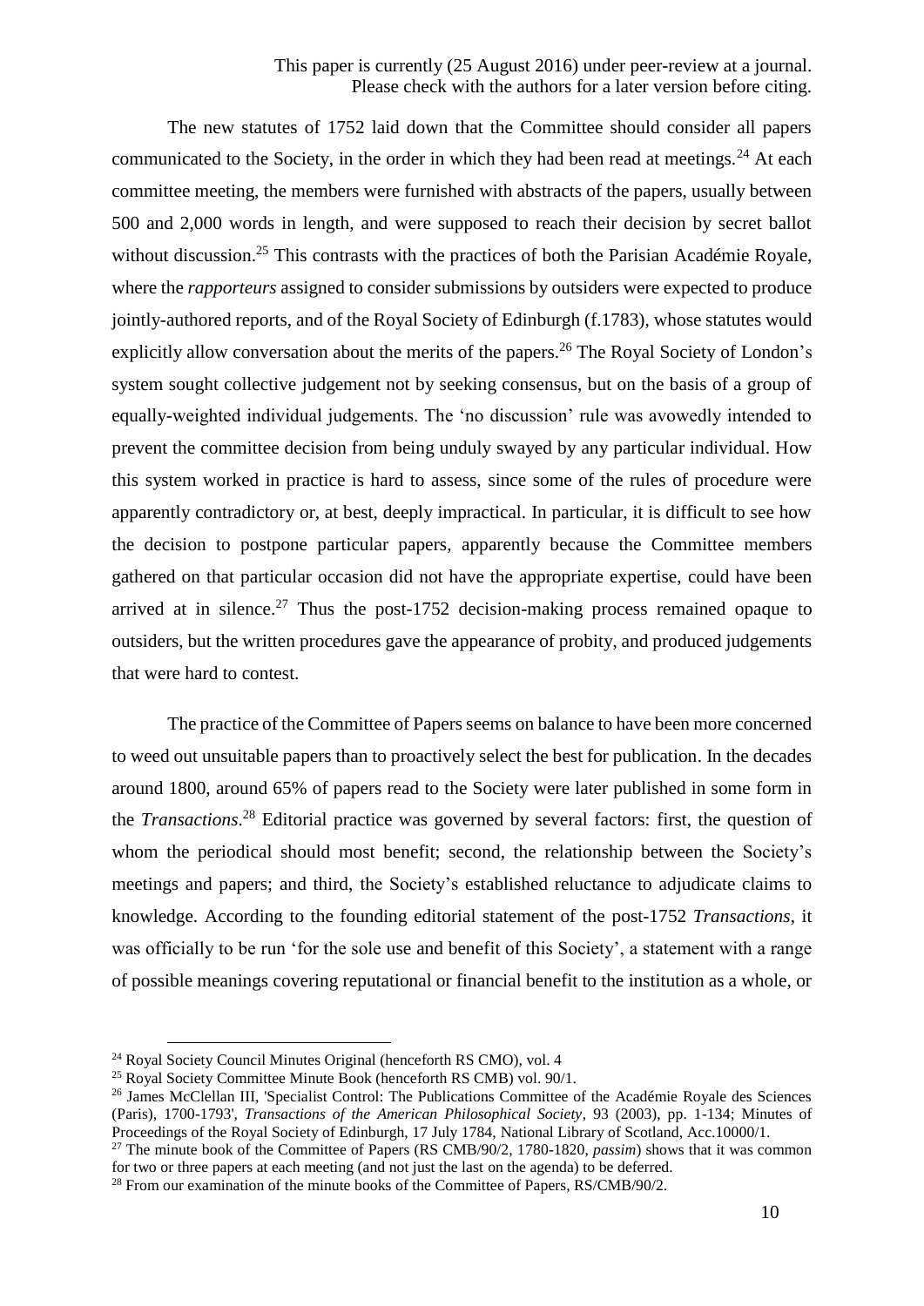The new statutes of 1752 laid down that the Committee should consider all papers communicated to the Society, in the order in which they had been read at meetings.[24] At each committee meeting, the members were furnished with abstracts of the papers, usually between 500 and 2,000 words in length, and were supposed to reach their decision by secret ballot without discussion.[25] This contrasts with the practices of both the Parisian Académie Royale, where the *rapporteurs* assigned to consider submissions by outsiders were expected to produce jointly-authored reports, and of the Royal Society of Edinburgh (f.1783), whose statutes would explicitly allow conversation about the merits of the papers.[26] The Royal Society of London's system sought collective judgement not by seeking consensus, but on the basis of a group of equally-weighted individual judgements. The 'no discussion' rule was avowedly intended to prevent the committee decision from being unduly swayed by any particular individual. How this system worked in practice is hard to assess, since some of the rules of procedure were apparently contradictory or, at best, deeply impractical. In particular, it is difficult to see how the decision to postpone particular papers, apparently because the Committee members gathered on that particular occasion did not have the appropriate expertise, could have been arrived at in silence.[27] Thus the post-1752 decision-making process remained opaque to outsiders, but the written procedures gave the appearance of probity, and produced judgements that were hard to contest.

The practice of the Committee of Papers seems on balance to have been more concerned to weed out unsuitable papers than to proactively select the best for publication. In the decades around 1800, around 65% of papers read to the Society were later published in some form in the *Transactions*.[28] Editorial practice was governed by several factors: first, the question of whom the periodical should most benefit; second, the relationship between the Society's meetings and papers; and third, the Society's established reluctance to adjudicate claims to knowledge. According to the founding editorial statement of the post-1752 *Transactions*, it was officially to be run 'for the sole use and benefit of this Society', a statement with a range of possible meanings covering reputational or financial benefit to the institution as a whole, or

---

[24] Royal Society Council Minutes Original (henceforth RS CMO), vol. 4

[25] Royal Society Committee Minute Book (henceforth RS CMB) vol. 90/1.

[26] James McClellan III, 'Specialist Control: The Publications Committee of the Académie Royale des Sciences (Paris), 1700-1793', *Transactions of the American Philosophical Society*, 93 (2003), pp. 1-134; Minutes of Proceedings of the Royal Society of Edinburgh, 17 July 1784, National Library of Scotland, Acc.10000/1.

[27] The minute book of the Committee of Papers (RS CMB/90/2, 1780-1820, *passim*) shows that it was common for two or three papers at each meeting (and not just the last on the agenda) to be deferred.

[28] From our examination of the minute books of the Committee of Papers, RS/CMB/90/2.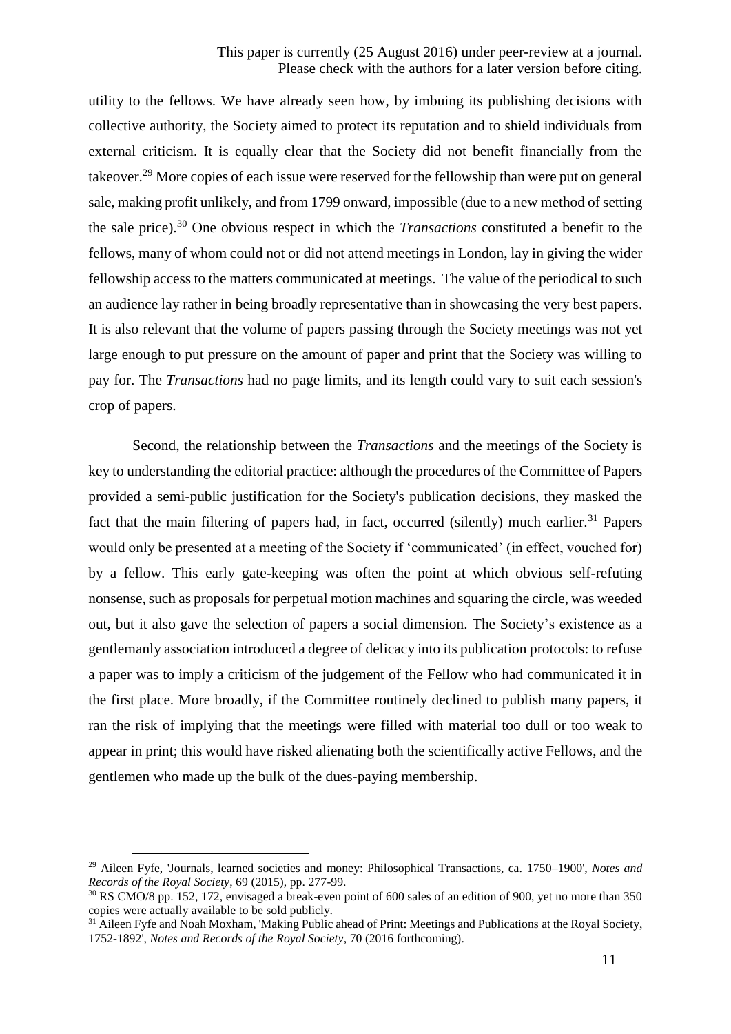utility to the fellows. We have already seen how, by imbuing its publishing decisions with collective authority, the Society aimed to protect its reputation and to shield individuals from external criticism. It is equally clear that the Society did not benefit financially from the takeover.[29] More copies of each issue were reserved for the fellowship than were put on general sale, making profit unlikely, and from 1799 onward, impossible (due to a new method of setting the sale price).[30] One obvious respect in which the *Transactions* constituted a benefit to the fellows, many of whom could not or did not attend meetings in London, lay in giving the wider fellowship access to the matters communicated at meetings. The value of the periodical to such an audience lay rather in being broadly representative than in showcasing the very best papers. It is also relevant that the volume of papers passing through the Society meetings was not yet large enough to put pressure on the amount of paper and print that the Society was willing to pay for. The *Transactions* had no page limits, and its length could vary to suit each session's crop of papers.

Second, the relationship between the *Transactions* and the meetings of the Society is key to understanding the editorial practice: although the procedures of the Committee of Papers provided a semi-public justification for the Society's publication decisions, they masked the fact that the main filtering of papers had, in fact, occurred (silently) much earlier.[31] Papers would only be presented at a meeting of the Society if 'communicated' (in effect, vouched for) by a fellow. This early gate-keeping was often the point at which obvious self-refuting nonsense, such as proposals for perpetual motion machines and squaring the circle, was weeded out, but it also gave the selection of papers a social dimension. The Society's existence as a gentlemanly association introduced a degree of delicacy into its publication protocols: to refuse a paper was to imply a criticism of the judgement of the Fellow who had communicated it in the first place. More broadly, if the Committee routinely declined to publish many papers, it ran the risk of implying that the meetings were filled with material too dull or too weak to appear in print; this would have risked alienating both the scientifically active Fellows, and the gentlemen who made up the bulk of the dues-paying membership.

---

[29] Aileen Fyfe, 'Journals, learned societies and money: Philosophical Transactions, ca. 1750–1900', *Notes and Records of the Royal Society*, 69 (2015), pp. 277-99.

[30] RS CMO/8 pp. 152, 172, envisaged a break-even point of 600 sales of an edition of 900, yet no more than 350 copies were actually available to be sold publicly.

[31] Aileen Fyfe and Noah Moxham, 'Making Public ahead of Print: Meetings and Publications at the Royal Society, 1752-1892', *Notes and Records of the Royal Society*, 70 (2016 forthcoming).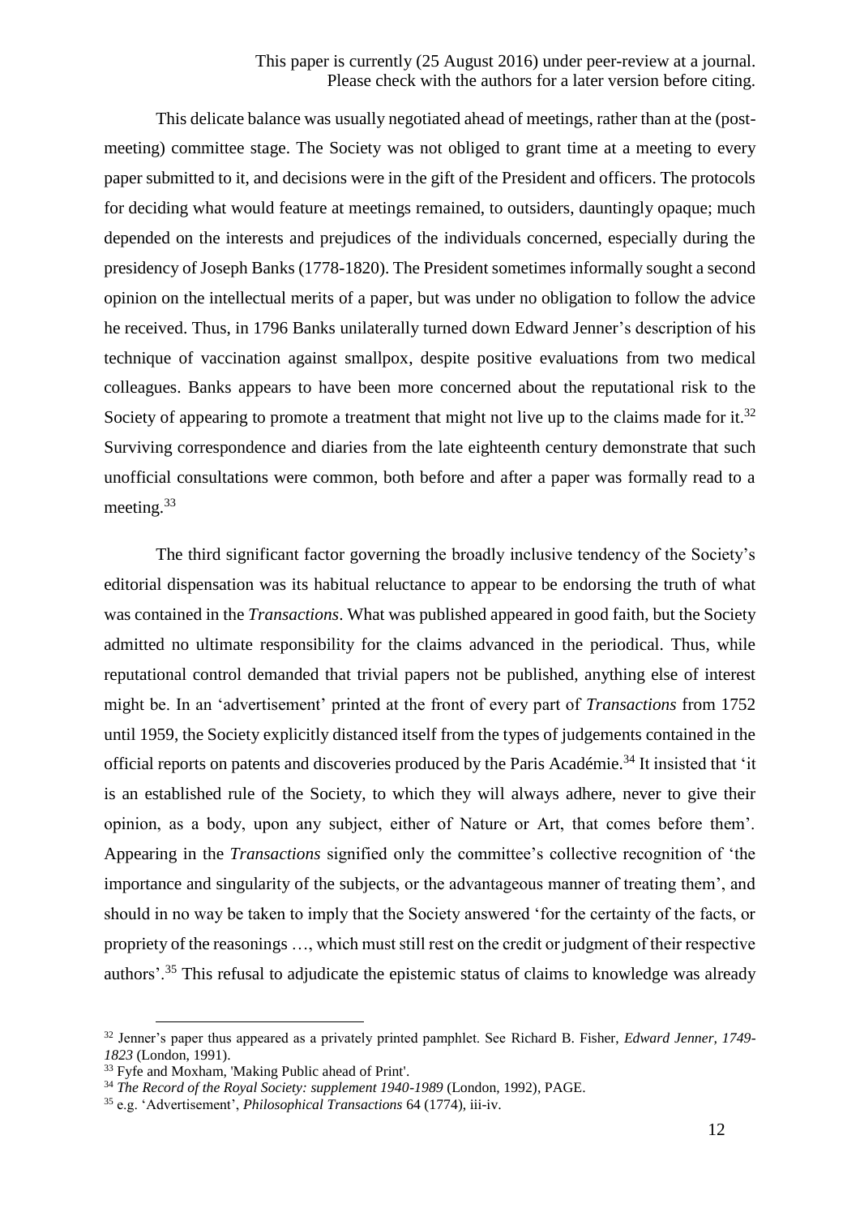This delicate balance was usually negotiated ahead of meetings, rather than at the (post-meeting) committee stage. The Society was not obliged to grant time at a meeting to every paper submitted to it, and decisions were in the gift of the President and officers. The protocols for deciding what would feature at meetings remained, to outsiders, dauntingly opaque; much depended on the interests and prejudices of the individuals concerned, especially during the presidency of Joseph Banks (1778-1820). The President sometimes informally sought a second opinion on the intellectual merits of a paper, but was under no obligation to follow the advice he received. Thus, in 1796 Banks unilaterally turned down Edward Jenner's description of his technique of vaccination against smallpox, despite positive evaluations from two medical colleagues. Banks appears to have been more concerned about the reputational risk to the Society of appearing to promote a treatment that might not live up to the claims made for it.[32] Surviving correspondence and diaries from the late eighteenth century demonstrate that such unofficial consultations were common, both before and after a paper was formally read to a meeting.[33]

The third significant factor governing the broadly inclusive tendency of the Society's editorial dispensation was its habitual reluctance to appear to be endorsing the truth of what was contained in the *Transactions*. What was published appeared in good faith, but the Society admitted no ultimate responsibility for the claims advanced in the periodical. Thus, while reputational control demanded that trivial papers not be published, anything else of interest might be. In an 'advertisement' printed at the front of every part of *Transactions* from 1752 until 1959, the Society explicitly distanced itself from the types of judgements contained in the official reports on patents and discoveries produced by the Paris Académie.[34] It insisted that 'it is an established rule of the Society, to which they will always adhere, never to give their opinion, as a body, upon any subject, either of Nature or Art, that comes before them'. Appearing in the *Transactions* signified only the committee's collective recognition of 'the importance and singularity of the subjects, or the advantageous manner of treating them', and should in no way be taken to imply that the Society answered 'for the certainty of the facts, or propriety of the reasonings …, which must still rest on the credit or judgment of their respective authors'.[35] This refusal to adjudicate the epistemic status of claims to knowledge was already

---

[32] Jenner's paper thus appeared as a privately printed pamphlet. See Richard B. Fisher, *Edward Jenner, 1749-1823* (London, 1991).

[33] Fyfe and Moxham, 'Making Public ahead of Print'.

[34] *The Record of the Royal Society: supplement 1940-1989* (London, 1992), PAGE.

[35] e.g. 'Advertisement', *Philosophical Transactions* 64 (1774), iii-iv.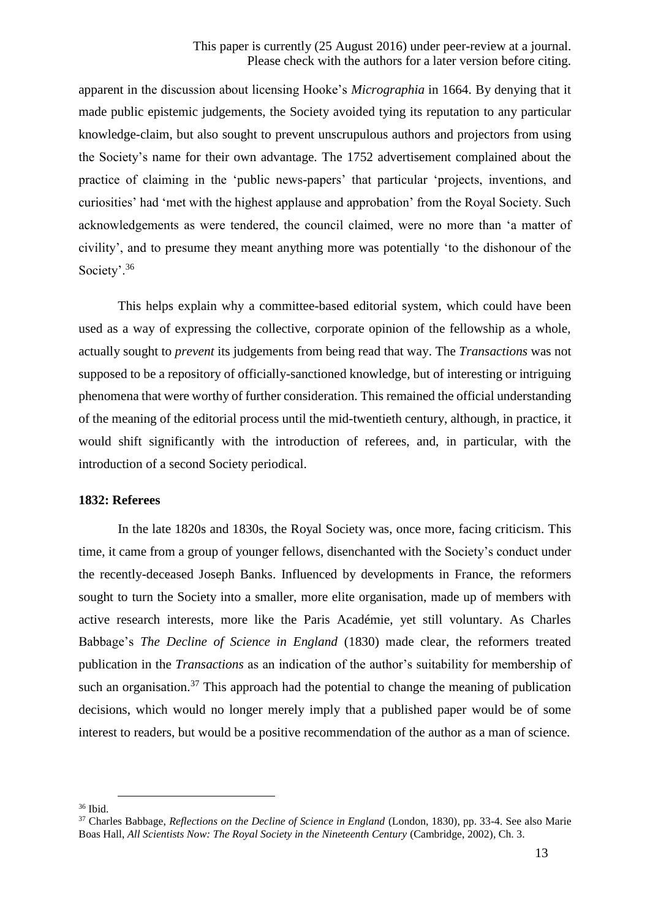apparent in the discussion about licensing Hooke's *Micrographia* in 1664. By denying that it made public epistemic judgements, the Society avoided tying its reputation to any particular knowledge-claim, but also sought to prevent unscrupulous authors and projectors from using the Society's name for their own advantage. The 1752 advertisement complained about the practice of claiming in the 'public news-papers' that particular 'projects, inventions, and curiosities' had 'met with the highest applause and approbation' from the Royal Society. Such acknowledgements as were tendered, the council claimed, were no more than 'a matter of civility', and to presume they meant anything more was potentially 'to the dishonour of the Society'.[36]

This helps explain why a committee-based editorial system, which could have been used as a way of expressing the collective, corporate opinion of the fellowship as a whole, actually sought to *prevent* its judgements from being read that way. The *Transactions* was not supposed to be a repository of officially-sanctioned knowledge, but of interesting or intriguing phenomena that were worthy of further consideration. This remained the official understanding of the meaning of the editorial process until the mid-twentieth century, although, in practice, it would shift significantly with the introduction of referees, and, in particular, with the introduction of a second Society periodical.

**1832: Referees**

In the late 1820s and 1830s, the Royal Society was, once more, facing criticism. This time, it came from a group of younger fellows, disenchanted with the Society's conduct under the recently-deceased Joseph Banks. Influenced by developments in France, the reformers sought to turn the Society into a smaller, more elite organisation, made up of members with active research interests, more like the Paris Académie, yet still voluntary. As Charles Babbage's *The Decline of Science in England* (1830) made clear, the reformers treated publication in the *Transactions* as an indication of the author's suitability for membership of such an organisation.[37] This approach had the potential to change the meaning of publication decisions, which would no longer merely imply that a published paper would be of some interest to readers, but would be a positive recommendation of the author as a man of science.

---

[36] Ibid.

[37] Charles Babbage, *Reflections on the Decline of Science in England* (London, 1830), pp. 33-4. See also Marie Boas Hall, *All Scientists Now: The Royal Society in the Nineteenth Century* (Cambridge, 2002), Ch. 3.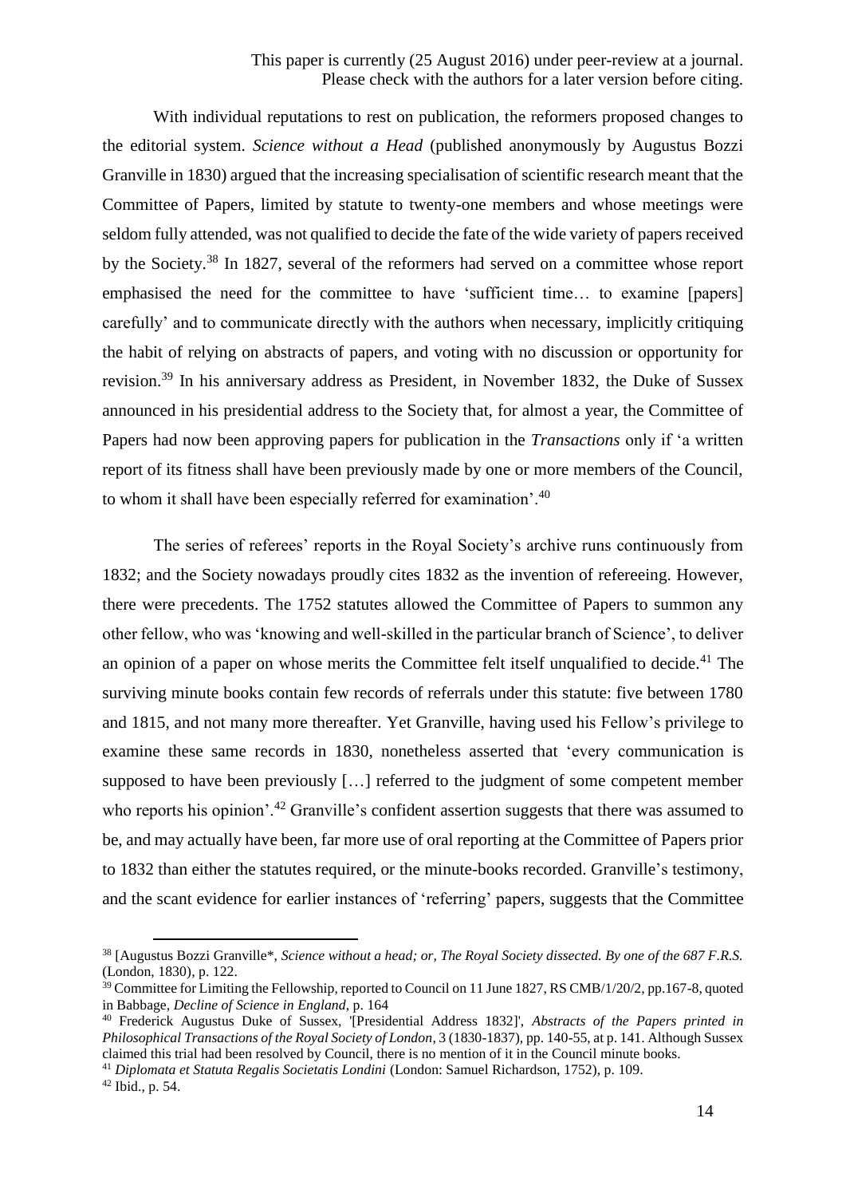With individual reputations to rest on publication, the reformers proposed changes to the editorial system. *Science without a Head* (published anonymously by Augustus Bozzi Granville in 1830) argued that the increasing specialisation of scientific research meant that the Committee of Papers, limited by statute to twenty-one members and whose meetings were seldom fully attended, was not qualified to decide the fate of the wide variety of papers received by the Society.[38] In 1827, several of the reformers had served on a committee whose report emphasised the need for the committee to have 'sufficient time… to examine [papers] carefully' and to communicate directly with the authors when necessary, implicitly critiquing the habit of relying on abstracts of papers, and voting with no discussion or opportunity for revision.[39] In his anniversary address as President, in November 1832, the Duke of Sussex announced in his presidential address to the Society that, for almost a year, the Committee of Papers had now been approving papers for publication in the *Transactions* only if 'a written report of its fitness shall have been previously made by one or more members of the Council, to whom it shall have been especially referred for examination'.[40]

The series of referees' reports in the Royal Society's archive runs continuously from 1832; and the Society nowadays proudly cites 1832 as the invention of refereeing. However, there were precedents. The 1752 statutes allowed the Committee of Papers to summon any other fellow, who was 'knowing and well-skilled in the particular branch of Science', to deliver an opinion of a paper on whose merits the Committee felt itself unqualified to decide.[41] The surviving minute books contain few records of referrals under this statute: five between 1780 and 1815, and not many more thereafter. Yet Granville, having used his Fellow's privilege to examine these same records in 1830, nonetheless asserted that 'every communication is supposed to have been previously […] referred to the judgment of some competent member who reports his opinion'.[42] Granville's confident assertion suggests that there was assumed to be, and may actually have been, far more use of oral reporting at the Committee of Papers prior to 1832 than either the statutes required, or the minute-books recorded. Granville's testimony, and the scant evidence for earlier instances of 'referring' papers, suggests that the Committee

---

[38] [Augustus Bozzi Granville*, *Science without a head; or, The Royal Society dissected. By one of the 687 F.R.S.* (London, 1830), p. 122.

[39] Committee for Limiting the Fellowship, reported to Council on 11 June 1827, RS CMB/1/20/2, pp.167-8, quoted in Babbage, *Decline of Science in England*, p. 164

[40] Frederick Augustus Duke of Sussex, '[Presidential Address 1832]', *Abstracts of the Papers printed in Philosophical Transactions of the Royal Society of London*, 3 (1830-1837), pp. 140-55, at p. 141. Although Sussex claimed this trial had been resolved by Council, there is no mention of it in the Council minute books.

[41] *Diplomata et Statuta Regalis Societatis Londini* (London: Samuel Richardson, 1752), p. 109.

[42] Ibid., p. 54.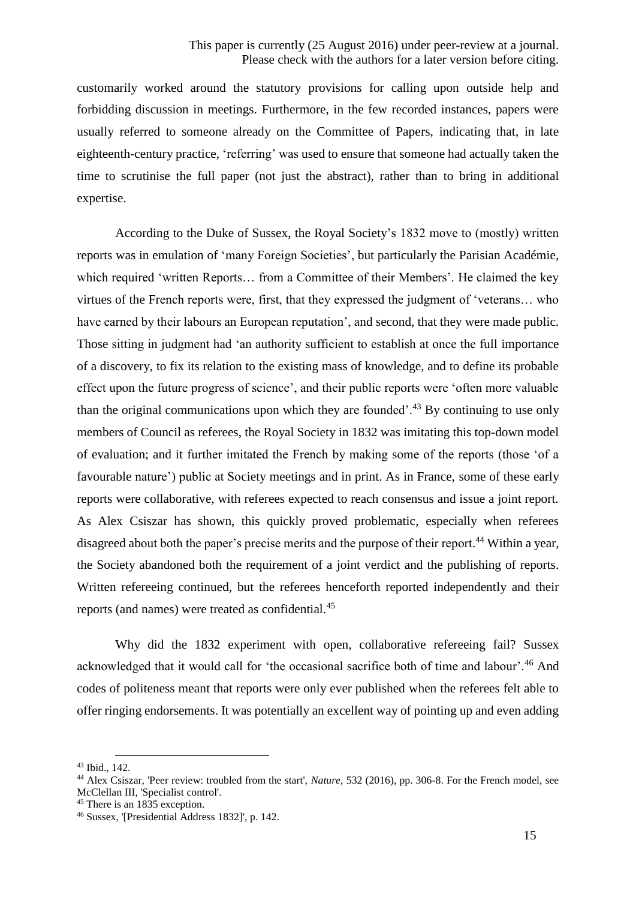customarily worked around the statutory provisions for calling upon outside help and forbidding discussion in meetings. Furthermore, in the few recorded instances, papers were usually referred to someone already on the Committee of Papers, indicating that, in late eighteenth-century practice, 'referring' was used to ensure that someone had actually taken the time to scrutinise the full paper (not just the abstract), rather than to bring in additional expertise.

According to the Duke of Sussex, the Royal Society's 1832 move to (mostly) written reports was in emulation of 'many Foreign Societies', but particularly the Parisian Académie, which required 'written Reports… from a Committee of their Members'. He claimed the key virtues of the French reports were, first, that they expressed the judgment of 'veterans… who have earned by their labours an European reputation', and second, that they were made public. Those sitting in judgment had 'an authority sufficient to establish at once the full importance of a discovery, to fix its relation to the existing mass of knowledge, and to define its probable effect upon the future progress of science', and their public reports were 'often more valuable than the original communications upon which they are founded'.[43] By continuing to use only members of Council as referees, the Royal Society in 1832 was imitating this top-down model of evaluation; and it further imitated the French by making some of the reports (those 'of a favourable nature') public at Society meetings and in print. As in France, some of these early reports were collaborative, with referees expected to reach consensus and issue a joint report. As Alex Csiszar has shown, this quickly proved problematic, especially when referees disagreed about both the paper's precise merits and the purpose of their report.[44] Within a year, the Society abandoned both the requirement of a joint verdict and the publishing of reports. Written refereeing continued, but the referees henceforth reported independently and their reports (and names) were treated as confidential.[45]

Why did the 1832 experiment with open, collaborative refereeing fail? Sussex acknowledged that it would call for 'the occasional sacrifice both of time and labour'.[46] And codes of politeness meant that reports were only ever published when the referees felt able to offer ringing endorsements. It was potentially an excellent way of pointing up and even adding

---

[43] Ibid., 142.

[44] Alex Csiszar, 'Peer review: troubled from the start', *Nature*, 532 (2016), pp. 306-8. For the French model, see McClellan III, 'Specialist control'.

[45] There is an 1835 exception.

[46] Sussex, '[Presidential Address 1832]', p. 142.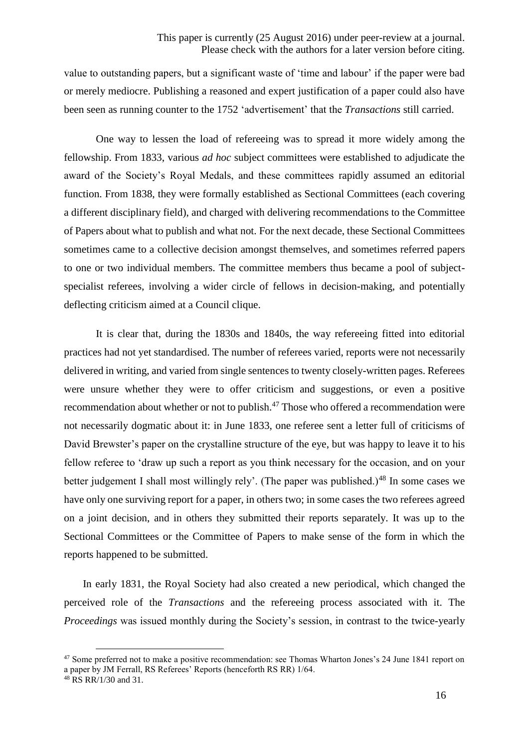value to outstanding papers, but a significant waste of 'time and labour' if the paper were bad or merely mediocre. Publishing a reasoned and expert justification of a paper could also have been seen as running counter to the 1752 'advertisement' that the *Transactions* still carried.

One way to lessen the load of refereeing was to spread it more widely among the fellowship. From 1833, various *ad hoc* subject committees were established to adjudicate the award of the Society's Royal Medals, and these committees rapidly assumed an editorial function. From 1838, they were formally established as Sectional Committees (each covering a different disciplinary field), and charged with delivering recommendations to the Committee of Papers about what to publish and what not. For the next decade, these Sectional Committees sometimes came to a collective decision amongst themselves, and sometimes referred papers to one or two individual members. The committee members thus became a pool of subject-specialist referees, involving a wider circle of fellows in decision-making, and potentially deflecting criticism aimed at a Council clique.

It is clear that, during the 1830s and 1840s, the way refereeing fitted into editorial practices had not yet standardised. The number of referees varied, reports were not necessarily delivered in writing, and varied from single sentences to twenty closely-written pages. Referees were unsure whether they were to offer criticism and suggestions, or even a positive recommendation about whether or not to publish.[47] Those who offered a recommendation were not necessarily dogmatic about it: in June 1833, one referee sent a letter full of criticisms of David Brewster's paper on the crystalline structure of the eye, but was happy to leave it to his fellow referee to 'draw up such a report as you think necessary for the occasion, and on your better judgement I shall most willingly rely'. (The paper was published.)[48] In some cases we have only one surviving report for a paper, in others two; in some cases the two referees agreed on a joint decision, and in others they submitted their reports separately. It was up to the Sectional Committees or the Committee of Papers to make sense of the form in which the reports happened to be submitted.

In early 1831, the Royal Society had also created a new periodical, which changed the perceived role of the *Transactions* and the refereeing process associated with it. The *Proceedings* was issued monthly during the Society's session, in contrast to the twice-yearly

---

[47] Some preferred not to make a positive recommendation: see Thomas Wharton Jones's 24 June 1841 report on a paper by JM Ferrall, RS Referees' Reports (henceforth RS RR) 1/64.

[48] RS RR/1/30 and 31.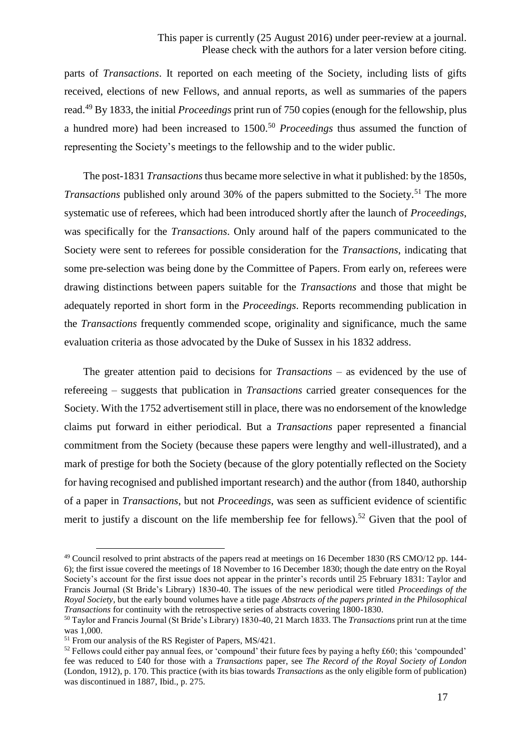parts of *Transactions*. It reported on each meeting of the Society, including lists of gifts received, elections of new Fellows, and annual reports, as well as summaries of the papers read.[49] By 1833, the initial *Proceedings* print run of 750 copies (enough for the fellowship, plus a hundred more) had been increased to 1500.[50] *Proceedings* thus assumed the function of representing the Society's meetings to the fellowship and to the wider public.

The post-1831 *Transactions* thus became more selective in what it published: by the 1850s, *Transactions* published only around 30% of the papers submitted to the Society.[51] The more systematic use of referees, which had been introduced shortly after the launch of *Proceedings*, was specifically for the *Transactions*. Only around half of the papers communicated to the Society were sent to referees for possible consideration for the *Transactions*, indicating that some pre-selection was being done by the Committee of Papers. From early on, referees were drawing distinctions between papers suitable for the *Transactions* and those that might be adequately reported in short form in the *Proceedings*. Reports recommending publication in the *Transactions* frequently commended scope, originality and significance, much the same evaluation criteria as those advocated by the Duke of Sussex in his 1832 address.

The greater attention paid to decisions for *Transactions* – as evidenced by the use of refereeing – suggests that publication in *Transactions* carried greater consequences for the Society. With the 1752 advertisement still in place, there was no endorsement of the knowledge claims put forward in either periodical. But a *Transactions* paper represented a financial commitment from the Society (because these papers were lengthy and well-illustrated), and a mark of prestige for both the Society (because of the glory potentially reflected on the Society for having recognised and published important research) and the author (from 1840, authorship of a paper in *Transactions*, but not *Proceedings*, was seen as sufficient evidence of scientific merit to justify a discount on the life membership fee for fellows).[52] Given that the pool of

---

[49] Council resolved to print abstracts of the papers read at meetings on 16 December 1830 (RS CMO/12 pp. 144-6); the first issue covered the meetings of 18 November to 16 December 1830; though the date entry on the Royal Society's account for the first issue does not appear in the printer's records until 25 February 1831: Taylor and Francis Journal (St Bride's Library) 1830-40. The issues of the new periodical were titled *Proceedings of the Royal Society*, but the early bound volumes have a title page *Abstracts of the papers printed in the Philosophical Transactions* for continuity with the retrospective series of abstracts covering 1800-1830.

[50] Taylor and Francis Journal (St Bride's Library) 1830-40, 21 March 1833. The *Transactions* print run at the time was 1,000.

[51] From our analysis of the RS Register of Papers, MS/421.

[52] Fellows could either pay annual fees, or 'compound' their future fees by paying a hefty £60; this 'compounded' fee was reduced to £40 for those with a *Transactions* paper, see *The Record of the Royal Society of London* (London, 1912), p. 170. This practice (with its bias towards *Transactions* as the only eligible form of publication) was discontinued in 1887, Ibid., p. 275.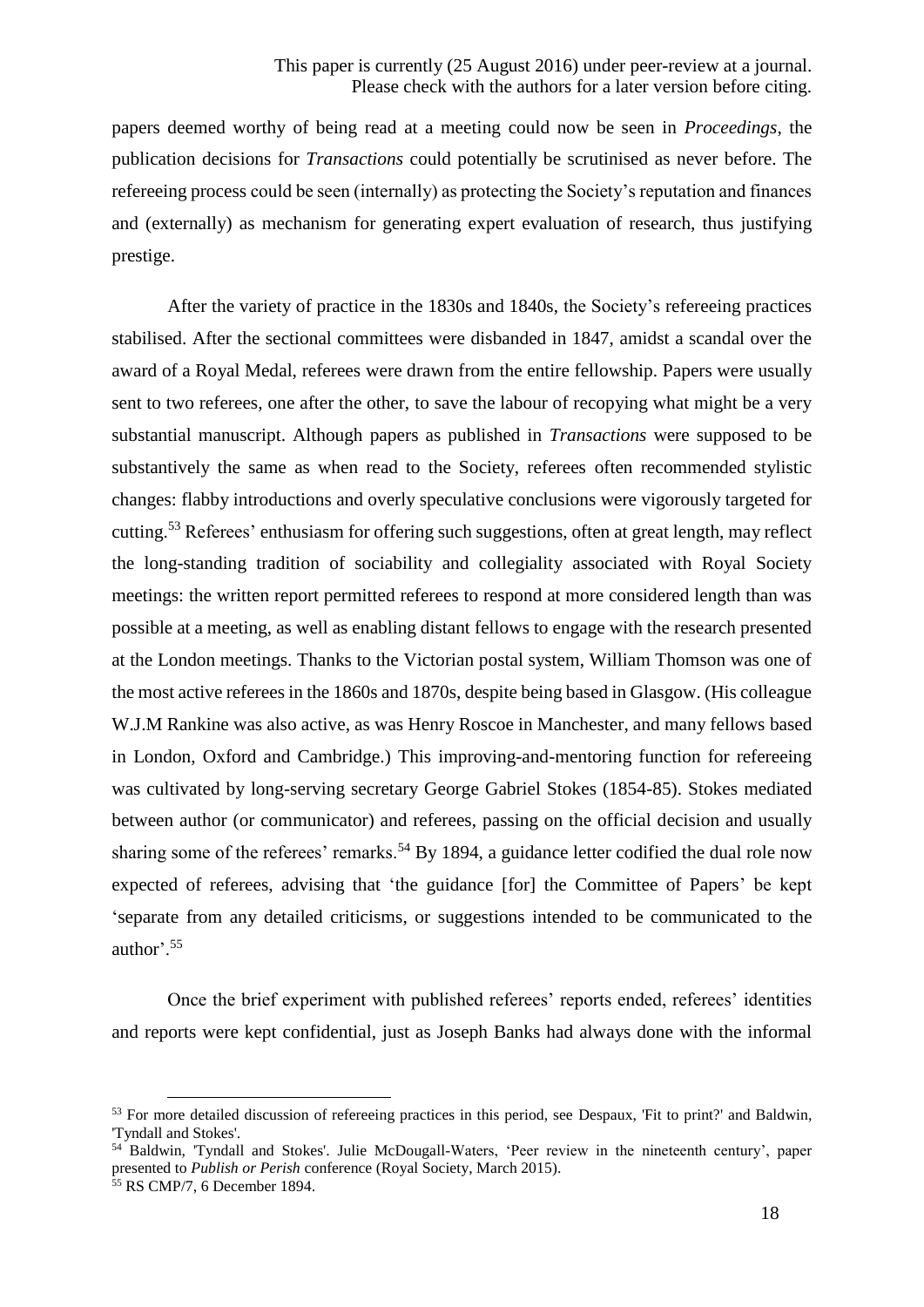papers deemed worthy of being read at a meeting could now be seen in *Proceedings*, the publication decisions for *Transactions* could potentially be scrutinised as never before. The refereeing process could be seen (internally) as protecting the Society's reputation and finances and (externally) as mechanism for generating expert evaluation of research, thus justifying prestige.

After the variety of practice in the 1830s and 1840s, the Society's refereeing practices stabilised. After the sectional committees were disbanded in 1847, amidst a scandal over the award of a Royal Medal, referees were drawn from the entire fellowship. Papers were usually sent to two referees, one after the other, to save the labour of recopying what might be a very substantial manuscript. Although papers as published in *Transactions* were supposed to be substantively the same as when read to the Society, referees often recommended stylistic changes: flabby introductions and overly speculative conclusions were vigorously targeted for cutting.[53] Referees' enthusiasm for offering such suggestions, often at great length, may reflect the long-standing tradition of sociability and collegiality associated with Royal Society meetings: the written report permitted referees to respond at more considered length than was possible at a meeting, as well as enabling distant fellows to engage with the research presented at the London meetings. Thanks to the Victorian postal system, William Thomson was one of the most active referees in the 1860s and 1870s, despite being based in Glasgow. (His colleague W.J.M Rankine was also active, as was Henry Roscoe in Manchester, and many fellows based in London, Oxford and Cambridge.) This improving-and-mentoring function for refereeing was cultivated by long-serving secretary George Gabriel Stokes (1854-85). Stokes mediated between author (or communicator) and referees, passing on the official decision and usually sharing some of the referees' remarks.[54] By 1894, a guidance letter codified the dual role now expected of referees, advising that 'the guidance [for] the Committee of Papers' be kept 'separate from any detailed criticisms, or suggestions intended to be communicated to the author'.[55]

Once the brief experiment with published referees' reports ended, referees' identities and reports were kept confidential, just as Joseph Banks had always done with the informal

---

[53] For more detailed discussion of refereeing practices in this period, see Despaux, 'Fit to print?' and Baldwin, 'Tyndall and Stokes'.

[54] Baldwin, 'Tyndall and Stokes'. Julie McDougall-Waters, 'Peer review in the nineteenth century', paper presented to *Publish or Perish* conference (Royal Society, March 2015).

[55] RS CMP/7, 6 December 1894.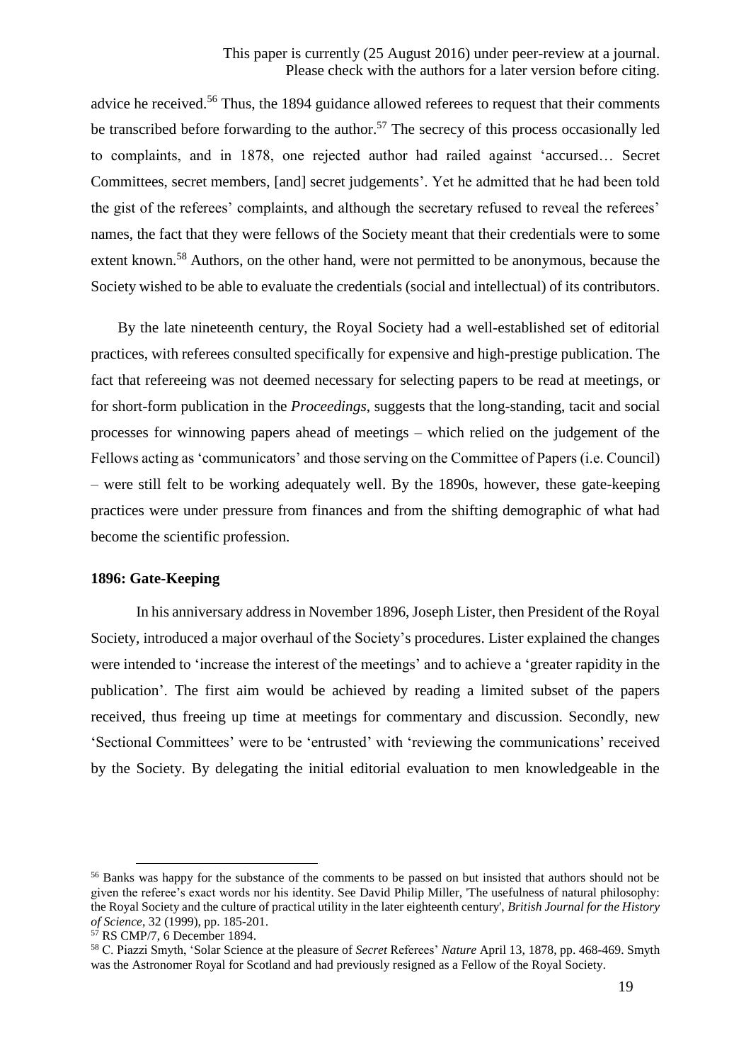advice he received.[56] Thus, the 1894 guidance allowed referees to request that their comments be transcribed before forwarding to the author.[57] The secrecy of this process occasionally led to complaints, and in 1878, one rejected author had railed against 'accursed… Secret Committees, secret members, [and] secret judgements'. Yet he admitted that he had been told the gist of the referees' complaints, and although the secretary refused to reveal the referees' names, the fact that they were fellows of the Society meant that their credentials were to some extent known.[58] Authors, on the other hand, were not permitted to be anonymous, because the Society wished to be able to evaluate the credentials (social and intellectual) of its contributors.

By the late nineteenth century, the Royal Society had a well-established set of editorial practices, with referees consulted specifically for expensive and high-prestige publication. The fact that refereeing was not deemed necessary for selecting papers to be read at meetings, or for short-form publication in the *Proceedings*, suggests that the long-standing, tacit and social processes for winnowing papers ahead of meetings – which relied on the judgement of the Fellows acting as 'communicators' and those serving on the Committee of Papers (i.e. Council) – were still felt to be working adequately well. By the 1890s, however, these gate-keeping practices were under pressure from finances and from the shifting demographic of what had become the scientific profession.

### 1896: Gate-Keeping

In his anniversary address in November 1896, Joseph Lister, then President of the Royal Society, introduced a major overhaul of the Society's procedures. Lister explained the changes were intended to 'increase the interest of the meetings' and to achieve a 'greater rapidity in the publication'. The first aim would be achieved by reading a limited subset of the papers received, thus freeing up time at meetings for commentary and discussion. Secondly, new 'Sectional Committees' were to be 'entrusted' with 'reviewing the communications' received by the Society. By delegating the initial editorial evaluation to men knowledgeable in the

---

[56] Banks was happy for the substance of the comments to be passed on but insisted that authors should not be given the referee's exact words nor his identity. See David Philip Miller, 'The usefulness of natural philosophy: the Royal Society and the culture of practical utility in the later eighteenth century', *British Journal for the History of Science*, 32 (1999), pp. 185-201.

[57] RS CMP/7, 6 December 1894.

[58] C. Piazzi Smyth, 'Solar Science at the pleasure of *Secret* Referees' *Nature* April 13, 1878, pp. 468-469. Smyth was the Astronomer Royal for Scotland and had previously resigned as a Fellow of the Royal Society.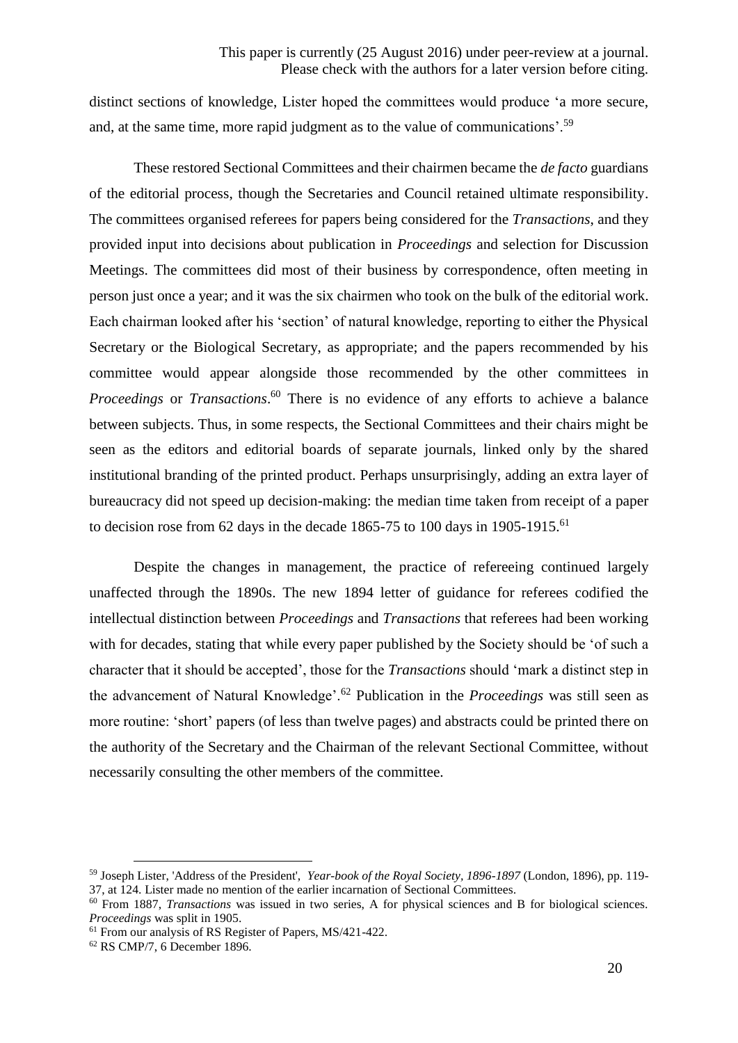distinct sections of knowledge, Lister hoped the committees would produce 'a more secure, and, at the same time, more rapid judgment as to the value of communications'.[59]

These restored Sectional Committees and their chairmen became the *de facto* guardians of the editorial process, though the Secretaries and Council retained ultimate responsibility. The committees organised referees for papers being considered for the *Transactions*, and they provided input into decisions about publication in *Proceedings* and selection for Discussion Meetings. The committees did most of their business by correspondence, often meeting in person just once a year; and it was the six chairmen who took on the bulk of the editorial work. Each chairman looked after his 'section' of natural knowledge, reporting to either the Physical Secretary or the Biological Secretary, as appropriate; and the papers recommended by his committee would appear alongside those recommended by the other committees in *Proceedings* or *Transactions*.[60] There is no evidence of any efforts to achieve a balance between subjects. Thus, in some respects, the Sectional Committees and their chairs might be seen as the editors and editorial boards of separate journals, linked only by the shared institutional branding of the printed product. Perhaps unsurprisingly, adding an extra layer of bureaucracy did not speed up decision-making: the median time taken from receipt of a paper to decision rose from 62 days in the decade 1865-75 to 100 days in 1905-1915.[61]

Despite the changes in management, the practice of refereeing continued largely unaffected through the 1890s. The new 1894 letter of guidance for referees codified the intellectual distinction between *Proceedings* and *Transactions* that referees had been working with for decades, stating that while every paper published by the Society should be 'of such a character that it should be accepted', those for the *Transactions* should 'mark a distinct step in the advancement of Natural Knowledge'.[62] Publication in the *Proceedings* was still seen as more routine: 'short' papers (of less than twelve pages) and abstracts could be printed there on the authority of the Secretary and the Chairman of the relevant Sectional Committee, without necessarily consulting the other members of the committee.

---

[59] Joseph Lister, 'Address of the President', *Year-book of the Royal Society, 1896-1897* (London, 1896), pp. 119-37, at 124. Lister made no mention of the earlier incarnation of Sectional Committees.

[60] From 1887, *Transactions* was issued in two series, A for physical sciences and B for biological sciences. *Proceedings* was split in 1905.

[61] From our analysis of RS Register of Papers, MS/421-422.

[62] RS CMP/7, 6 December 1896.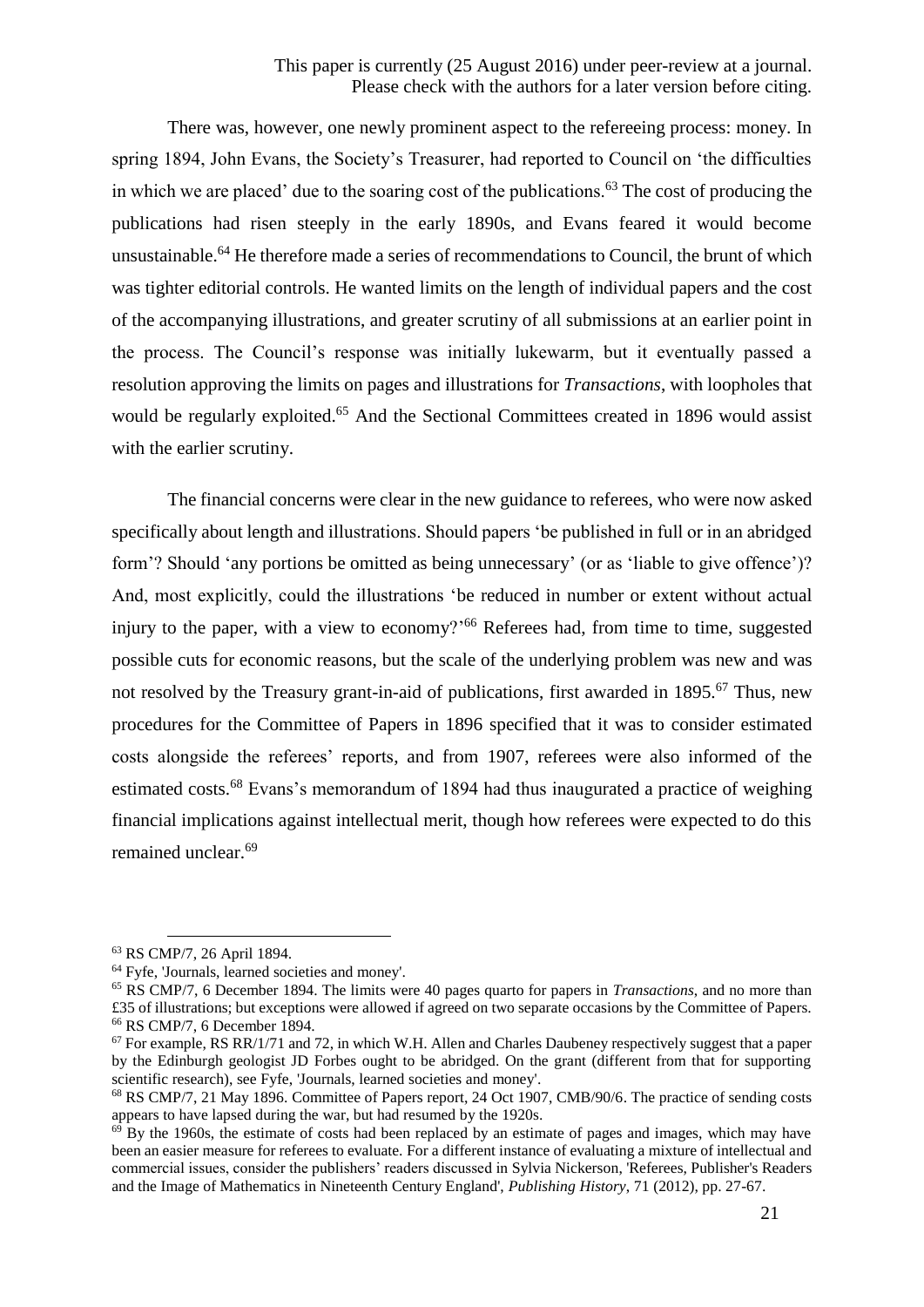There was, however, one newly prominent aspect to the refereeing process: money. In spring 1894, John Evans, the Society's Treasurer, had reported to Council on 'the difficulties in which we are placed' due to the soaring cost of the publications.[63] The cost of producing the publications had risen steeply in the early 1890s, and Evans feared it would become unsustainable.[64] He therefore made a series of recommendations to Council, the brunt of which was tighter editorial controls. He wanted limits on the length of individual papers and the cost of the accompanying illustrations, and greater scrutiny of all submissions at an earlier point in the process. The Council's response was initially lukewarm, but it eventually passed a resolution approving the limits on pages and illustrations for *Transactions*, with loopholes that would be regularly exploited.[65] And the Sectional Committees created in 1896 would assist with the earlier scrutiny.

The financial concerns were clear in the new guidance to referees, who were now asked specifically about length and illustrations. Should papers 'be published in full or in an abridged form'? Should 'any portions be omitted as being unnecessary' (or as 'liable to give offence')? And, most explicitly, could the illustrations 'be reduced in number or extent without actual injury to the paper, with a view to economy?'[66] Referees had, from time to time, suggested possible cuts for economic reasons, but the scale of the underlying problem was new and was not resolved by the Treasury grant-in-aid of publications, first awarded in 1895.[67] Thus, new procedures for the Committee of Papers in 1896 specified that it was to consider estimated costs alongside the referees' reports, and from 1907, referees were also informed of the estimated costs.[68] Evans's memorandum of 1894 had thus inaugurated a practice of weighing financial implications against intellectual merit, though how referees were expected to do this remained unclear.[69]

---

[63] RS CMP/7, 26 April 1894.

[64] Fyfe, 'Journals, learned societies and money'.

[65] RS CMP/7, 6 December 1894. The limits were 40 pages quarto for papers in *Transactions*, and no more than £35 of illustrations; but exceptions were allowed if agreed on two separate occasions by the Committee of Papers.

[66] RS CMP/7, 6 December 1894.

[67] For example, RS RR/1/71 and 72, in which W.H. Allen and Charles Daubeney respectively suggest that a paper by the Edinburgh geologist JD Forbes ought to be abridged. On the grant (different from that for supporting scientific research), see Fyfe, 'Journals, learned societies and money'.

[68] RS CMP/7, 21 May 1896. Committee of Papers report, 24 Oct 1907, CMB/90/6. The practice of sending costs appears to have lapsed during the war, but had resumed by the 1920s.

[69] By the 1960s, the estimate of costs had been replaced by an estimate of pages and images, which may have been an easier measure for referees to evaluate. For a different instance of evaluating a mixture of intellectual and commercial issues, consider the publishers' readers discussed in Sylvia Nickerson, 'Referees, Publisher's Readers and the Image of Mathematics in Nineteenth Century England', *Publishing History*, 71 (2012), pp. 27-67.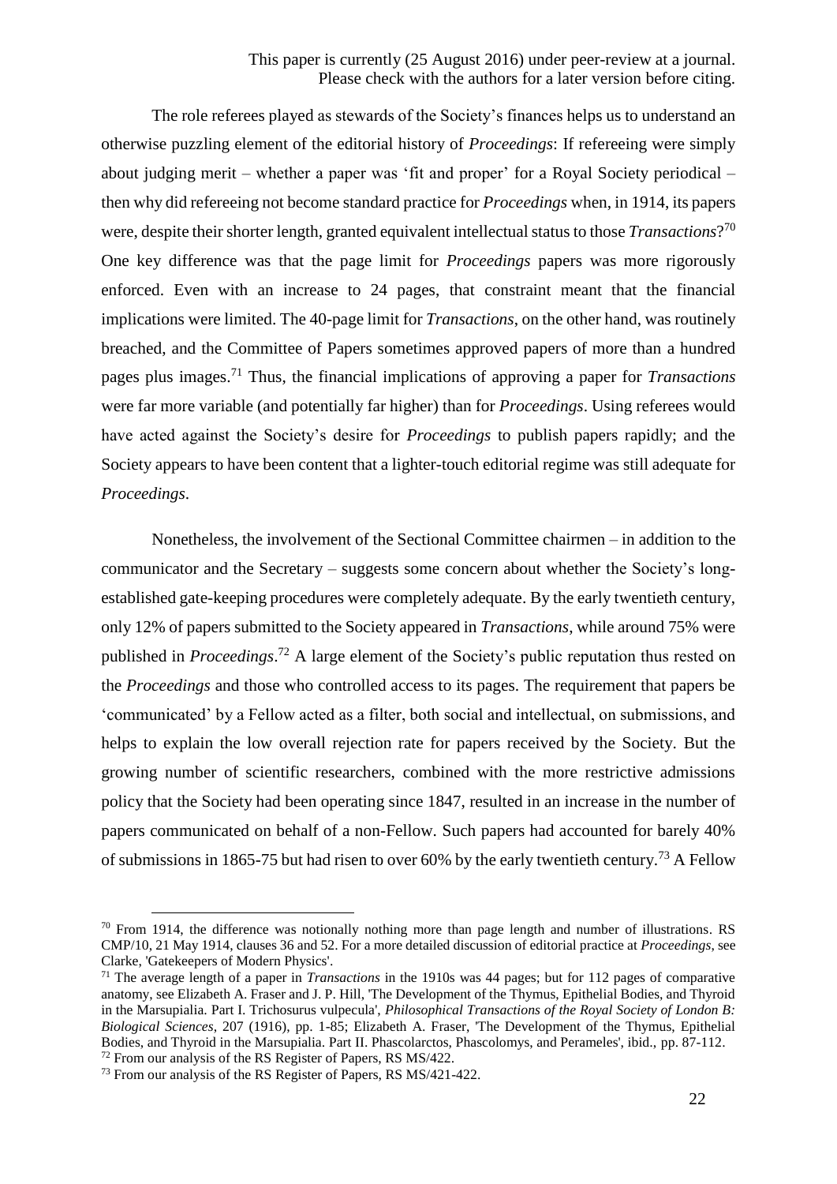This paper is currently (25 August 2016) under peer-review at a journal. Please check with the authors for a later version before citing.

The role referees played as stewards of the Society's finances helps us to understand an otherwise puzzling element of the editorial history of *Proceedings*: If refereeing were simply about judging merit – whether a paper was 'fit and proper' for a Royal Society periodical – then why did refereeing not become standard practice for *Proceedings* when, in 1914, its papers were, despite their shorter length, granted equivalent intellectual status to those *Transactions*?[70] One key difference was that the page limit for *Proceedings* papers was more rigorously enforced. Even with an increase to 24 pages, that constraint meant that the financial implications were limited. The 40-page limit for *Transactions*, on the other hand, was routinely breached, and the Committee of Papers sometimes approved papers of more than a hundred pages plus images.[71] Thus, the financial implications of approving a paper for *Transactions* were far more variable (and potentially far higher) than for *Proceedings*. Using referees would have acted against the Society's desire for *Proceedings* to publish papers rapidly; and the Society appears to have been content that a lighter-touch editorial regime was still adequate for *Proceedings*.

Nonetheless, the involvement of the Sectional Committee chairmen – in addition to the communicator and the Secretary – suggests some concern about whether the Society's long-established gate-keeping procedures were completely adequate. By the early twentieth century, only 12% of papers submitted to the Society appeared in *Transactions*, while around 75% were published in *Proceedings*.[72] A large element of the Society's public reputation thus rested on the *Proceedings* and those who controlled access to its pages. The requirement that papers be 'communicated' by a Fellow acted as a filter, both social and intellectual, on submissions, and helps to explain the low overall rejection rate for papers received by the Society. But the growing number of scientific researchers, combined with the more restrictive admissions policy that the Society had been operating since 1847, resulted in an increase in the number of papers communicated on behalf of a non-Fellow. Such papers had accounted for barely 40% of submissions in 1865-75 but had risen to over 60% by the early twentieth century.[73] A Fellow

---

[70] From 1914, the difference was notionally nothing more than page length and number of illustrations. RS CMP/10, 21 May 1914, clauses 36 and 52. For a more detailed discussion of editorial practice at *Proceedings*, see Clarke, 'Gatekeepers of Modern Physics'.

[71] The average length of a paper in *Transactions* in the 1910s was 44 pages; but for 112 pages of comparative anatomy, see Elizabeth A. Fraser and J. P. Hill, 'The Development of the Thymus, Epithelial Bodies, and Thyroid in the Marsupialia. Part I. Trichosurus vulpecula', *Philosophical Transactions of the Royal Society of London B: Biological Sciences*, 207 (1916), pp. 1-85; Elizabeth A. Fraser, 'The Development of the Thymus, Epithelial Bodies, and Thyroid in the Marsupialia. Part II. Phascolarctos, Phascolomys, and Perameles', ibid., pp. 87-112.

[72] From our analysis of the RS Register of Papers, RS MS/422.

[73] From our analysis of the RS Register of Papers, RS MS/421-422.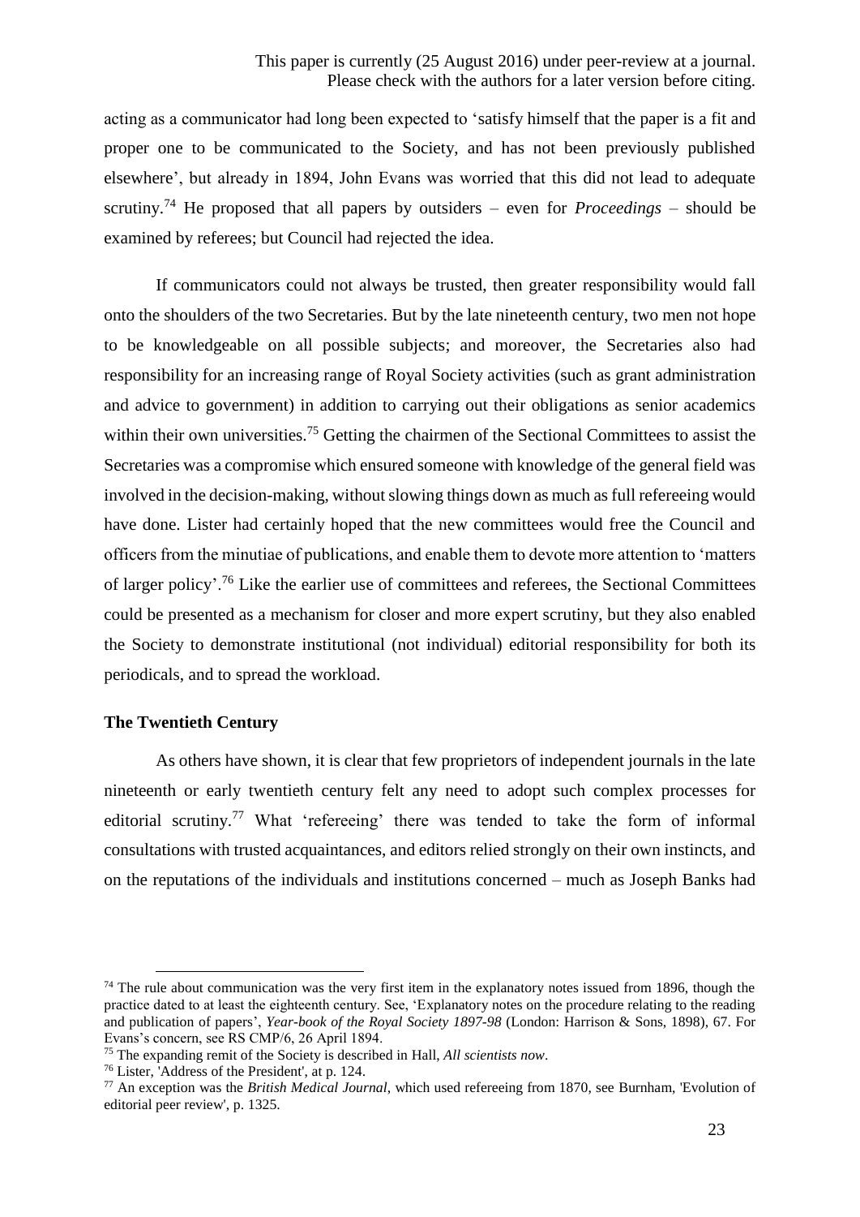acting as a communicator had long been expected to 'satisfy himself that the paper is a fit and proper one to be communicated to the Society, and has not been previously published elsewhere', but already in 1894, John Evans was worried that this did not lead to adequate scrutiny.[74] He proposed that all papers by outsiders – even for *Proceedings* – should be examined by referees; but Council had rejected the idea.

If communicators could not always be trusted, then greater responsibility would fall onto the shoulders of the two Secretaries. But by the late nineteenth century, two men not hope to be knowledgeable on all possible subjects; and moreover, the Secretaries also had responsibility for an increasing range of Royal Society activities (such as grant administration and advice to government) in addition to carrying out their obligations as senior academics within their own universities.[75] Getting the chairmen of the Sectional Committees to assist the Secretaries was a compromise which ensured someone with knowledge of the general field was involved in the decision-making, without slowing things down as much as full refereeing would have done. Lister had certainly hoped that the new committees would free the Council and officers from the minutiae of publications, and enable them to devote more attention to 'matters of larger policy'.[76] Like the earlier use of committees and referees, the Sectional Committees could be presented as a mechanism for closer and more expert scrutiny, but they also enabled the Society to demonstrate institutional (not individual) editorial responsibility for both its periodicals, and to spread the workload.

**The Twentieth Century**

As others have shown, it is clear that few proprietors of independent journals in the late nineteenth or early twentieth century felt any need to adopt such complex processes for editorial scrutiny.[77] What 'refereeing' there was tended to take the form of informal consultations with trusted acquaintances, and editors relied strongly on their own instincts, and on the reputations of the individuals and institutions concerned – much as Joseph Banks had

---

[74] The rule about communication was the very first item in the explanatory notes issued from 1896, though the practice dated to at least the eighteenth century. See, 'Explanatory notes on the procedure relating to the reading and publication of papers', *Year-book of the Royal Society 1897-98* (London: Harrison & Sons, 1898), 67. For Evans's concern, see RS CMP/6, 26 April 1894.

[75] The expanding remit of the Society is described in Hall, *All scientists now*.

[76] Lister, 'Address of the President', at p. 124.

[77] An exception was the *British Medical Journal*, which used refereeing from 1870, see Burnham, 'Evolution of editorial peer review', p. 1325.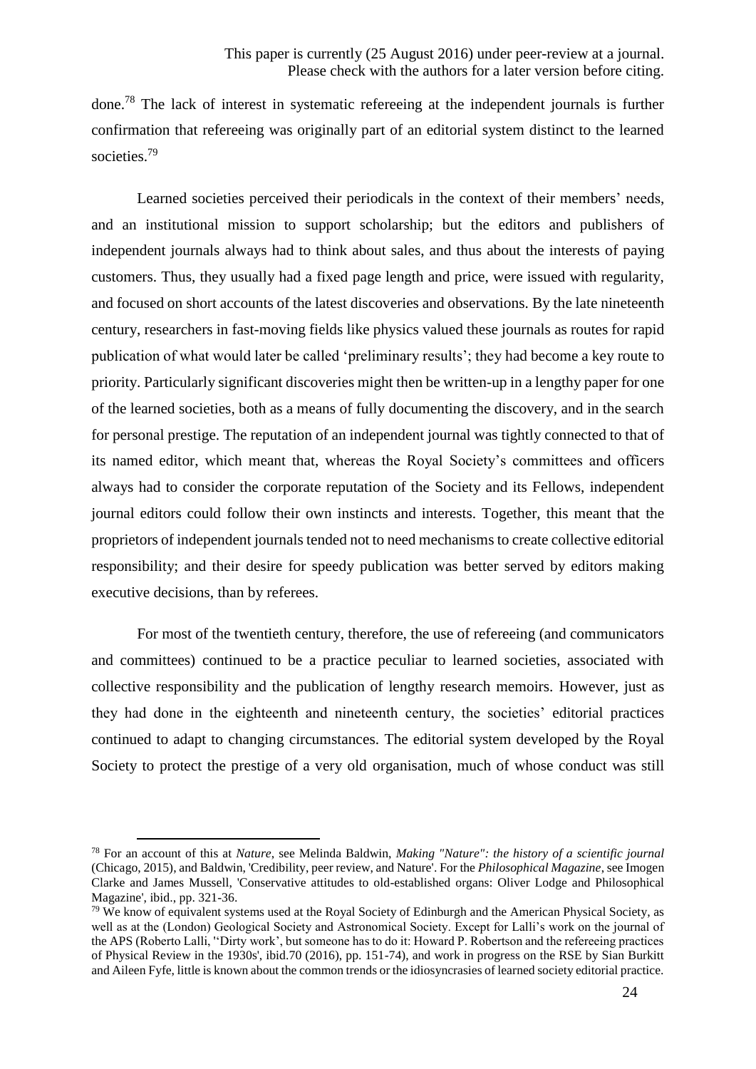done.[78] The lack of interest in systematic refereeing at the independent journals is further confirmation that refereeing was originally part of an editorial system distinct to the learned societies.[79]

Learned societies perceived their periodicals in the context of their members' needs, and an institutional mission to support scholarship; but the editors and publishers of independent journals always had to think about sales, and thus about the interests of paying customers. Thus, they usually had a fixed page length and price, were issued with regularity, and focused on short accounts of the latest discoveries and observations. By the late nineteenth century, researchers in fast-moving fields like physics valued these journals as routes for rapid publication of what would later be called 'preliminary results'; they had become a key route to priority. Particularly significant discoveries might then be written-up in a lengthy paper for one of the learned societies, both as a means of fully documenting the discovery, and in the search for personal prestige. The reputation of an independent journal was tightly connected to that of its named editor, which meant that, whereas the Royal Society's committees and officers always had to consider the corporate reputation of the Society and its Fellows, independent journal editors could follow their own instincts and interests. Together, this meant that the proprietors of independent journals tended not to need mechanisms to create collective editorial responsibility; and their desire for speedy publication was better served by editors making executive decisions, than by referees.

For most of the twentieth century, therefore, the use of refereeing (and communicators and committees) continued to be a practice peculiar to learned societies, associated with collective responsibility and the publication of lengthy research memoirs. However, just as they had done in the eighteenth and nineteenth century, the societies' editorial practices continued to adapt to changing circumstances. The editorial system developed by the Royal Society to protect the prestige of a very old organisation, much of whose conduct was still

---

[78] For an account of this at *Nature*, see Melinda Baldwin, *Making "Nature": the history of a scientific journal* (Chicago, 2015), and Baldwin, 'Credibility, peer review, and Nature'. For the *Philosophical Magazine*, see Imogen Clarke and James Mussell, 'Conservative attitudes to old-established organs: Oliver Lodge and Philosophical Magazine', ibid., pp. 321-36.

[79] We know of equivalent systems used at the Royal Society of Edinburgh and the American Physical Society, as well as at the (London) Geological Society and Astronomical Society. Except for Lalli's work on the journal of the APS (Roberto Lalli, ''Dirty work', but someone has to do it: Howard P. Robertson and the refereeing practices of Physical Review in the 1930s', ibid.70 (2016), pp. 151-74), and work in progress on the RSE by Sian Burkitt and Aileen Fyfe, little is known about the common trends or the idiosyncrasies of learned society editorial practice.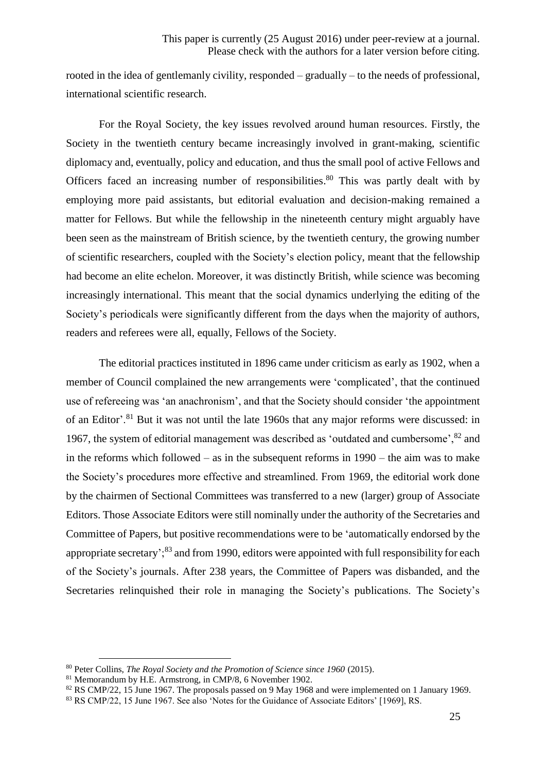rooted in the idea of gentlemanly civility, responded – gradually – to the needs of professional, international scientific research.

For the Royal Society, the key issues revolved around human resources. Firstly, the Society in the twentieth century became increasingly involved in grant-making, scientific diplomacy and, eventually, policy and education, and thus the small pool of active Fellows and Officers faced an increasing number of responsibilities.[80] This was partly dealt with by employing more paid assistants, but editorial evaluation and decision-making remained a matter for Fellows. But while the fellowship in the nineteenth century might arguably have been seen as the mainstream of British science, by the twentieth century, the growing number of scientific researchers, coupled with the Society's election policy, meant that the fellowship had become an elite echelon. Moreover, it was distinctly British, while science was becoming increasingly international. This meant that the social dynamics underlying the editing of the Society's periodicals were significantly different from the days when the majority of authors, readers and referees were all, equally, Fellows of the Society.

The editorial practices instituted in 1896 came under criticism as early as 1902, when a member of Council complained the new arrangements were 'complicated', that the continued use of refereeing was 'an anachronism', and that the Society should consider 'the appointment of an Editor'.[81] But it was not until the late 1960s that any major reforms were discussed: in 1967, the system of editorial management was described as 'outdated and cumbersome',[82] and in the reforms which followed – as in the subsequent reforms in 1990 – the aim was to make the Society's procedures more effective and streamlined. From 1969, the editorial work done by the chairmen of Sectional Committees was transferred to a new (larger) group of Associate Editors. Those Associate Editors were still nominally under the authority of the Secretaries and Committee of Papers, but positive recommendations were to be 'automatically endorsed by the appropriate secretary';[83] and from 1990, editors were appointed with full responsibility for each of the Society's journals. After 238 years, the Committee of Papers was disbanded, and the Secretaries relinquished their role in managing the Society's publications. The Society's

---

[80] Peter Collins, *The Royal Society and the Promotion of Science since 1960* (2015).

[81] Memorandum by H.E. Armstrong, in CMP/8, 6 November 1902.

[82] RS CMP/22, 15 June 1967. The proposals passed on 9 May 1968 and were implemented on 1 January 1969.

[83] RS CMP/22, 15 June 1967. See also 'Notes for the Guidance of Associate Editors' [1969], RS.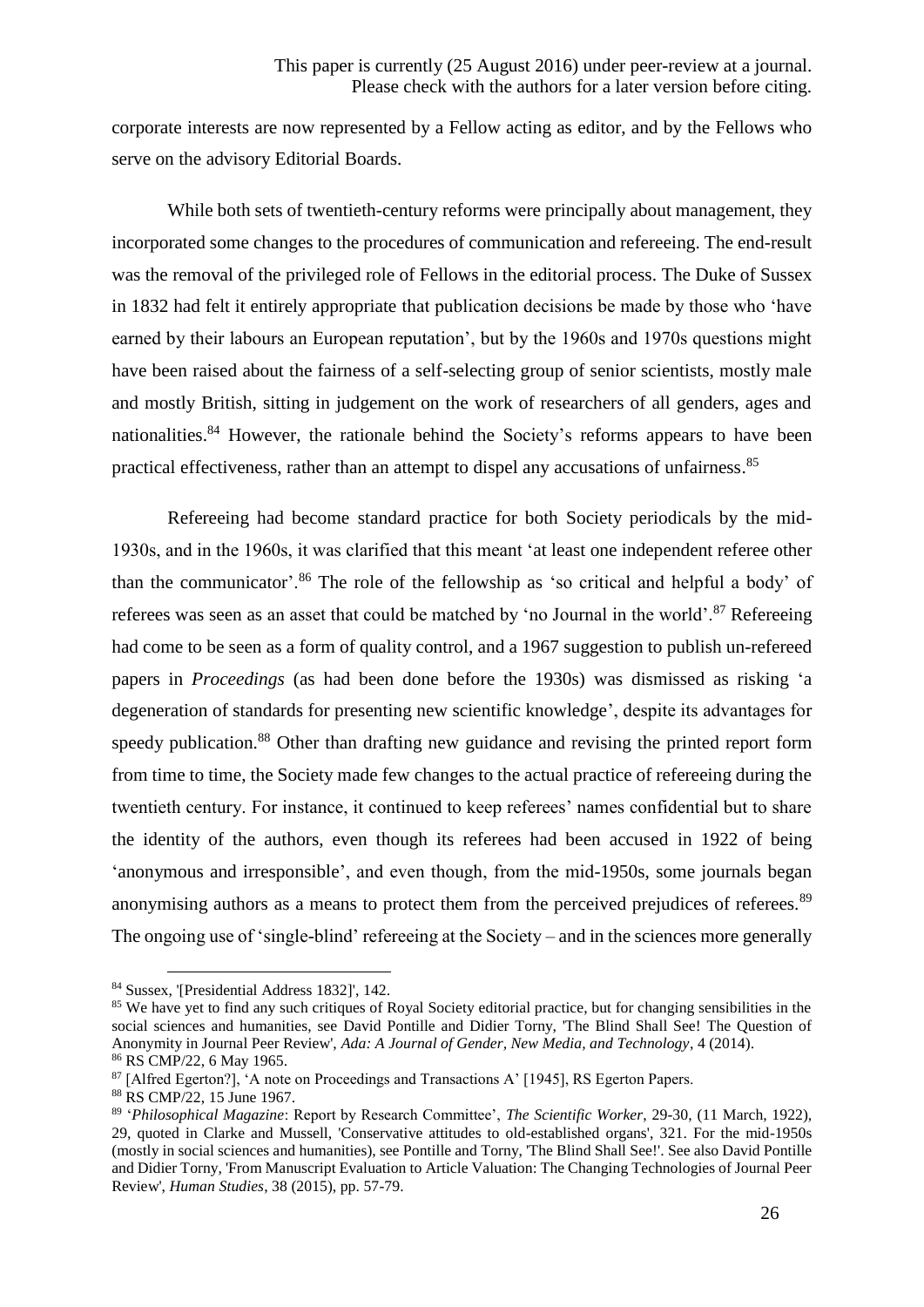corporate interests are now represented by a Fellow acting as editor, and by the Fellows who serve on the advisory Editorial Boards.

While both sets of twentieth-century reforms were principally about management, they incorporated some changes to the procedures of communication and refereeing. The end-result was the removal of the privileged role of Fellows in the editorial process. The Duke of Sussex in 1832 had felt it entirely appropriate that publication decisions be made by those who 'have earned by their labours an European reputation', but by the 1960s and 1970s questions might have been raised about the fairness of a self-selecting group of senior scientists, mostly male and mostly British, sitting in judgement on the work of researchers of all genders, ages and nationalities.[84] However, the rationale behind the Society's reforms appears to have been practical effectiveness, rather than an attempt to dispel any accusations of unfairness.[85]

Refereeing had become standard practice for both Society periodicals by the mid-1930s, and in the 1960s, it was clarified that this meant 'at least one independent referee other than the communicator'.[86] The role of the fellowship as 'so critical and helpful a body' of referees was seen as an asset that could be matched by 'no Journal in the world'.[87] Refereeing had come to be seen as a form of quality control, and a 1967 suggestion to publish un-refereed papers in *Proceedings* (as had been done before the 1930s) was dismissed as risking 'a degeneration of standards for presenting new scientific knowledge', despite its advantages for speedy publication.[88] Other than drafting new guidance and revising the printed report form from time to time, the Society made few changes to the actual practice of refereeing during the twentieth century. For instance, it continued to keep referees' names confidential but to share the identity of the authors, even though its referees had been accused in 1922 of being 'anonymous and irresponsible', and even though, from the mid-1950s, some journals began anonymising authors as a means to protect them from the perceived prejudices of referees.[89] The ongoing use of 'single-blind' refereeing at the Society – and in the sciences more generally

---

[84] Sussex, '[Presidential Address 1832]', 142.

[85] We have yet to find any such critiques of Royal Society editorial practice, but for changing sensibilities in the social sciences and humanities, see David Pontille and Didier Torny, 'The Blind Shall See! The Question of Anonymity in Journal Peer Review', *Ada: A Journal of Gender, New Media, and Technology*, 4 (2014).

[86] RS CMP/22, 6 May 1965.

[87] [Alfred Egerton?], 'A note on Proceedings and Transactions A' [1945], RS Egerton Papers.

[88] RS CMP/22, 15 June 1967.

[89] '*Philosophical Magazine*: Report by Research Committee', *The Scientific Worker*, 29-30, (11 March, 1922), 29, quoted in Clarke and Mussell, 'Conservative attitudes to old-established organs', 321. For the mid-1950s (mostly in social sciences and humanities), see Pontille and Torny, 'The Blind Shall See!'. See also David Pontille and Didier Torny, 'From Manuscript Evaluation to Article Valuation: The Changing Technologies of Journal Peer Review', *Human Studies*, 38 (2015), pp. 57-79.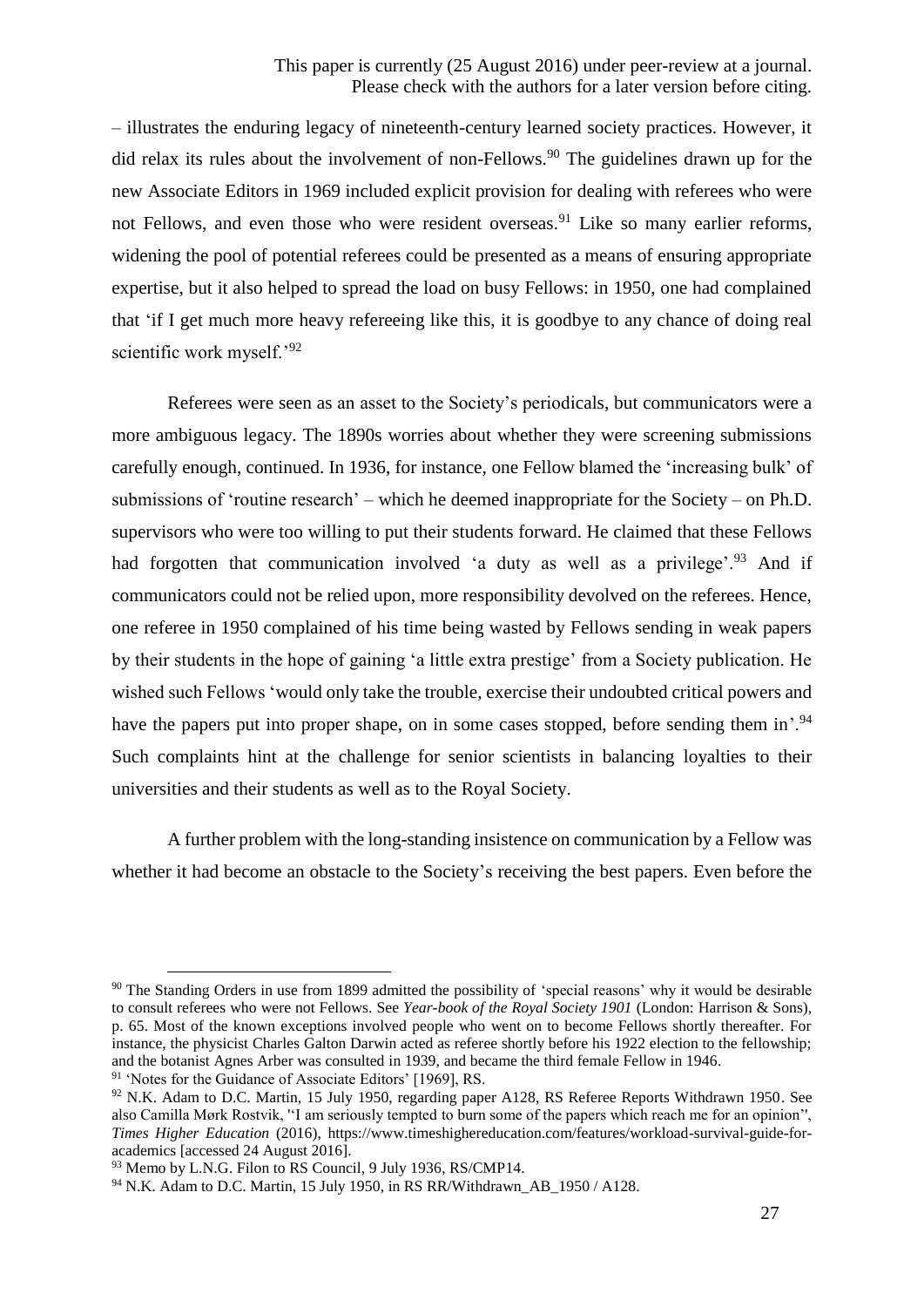– illustrates the enduring legacy of nineteenth-century learned society practices. However, it did relax its rules about the involvement of non-Fellows.[90] The guidelines drawn up for the new Associate Editors in 1969 included explicit provision for dealing with referees who were not Fellows, and even those who were resident overseas.[91] Like so many earlier reforms, widening the pool of potential referees could be presented as a means of ensuring appropriate expertise, but it also helped to spread the load on busy Fellows: in 1950, one had complained that 'if I get much more heavy refereeing like this, it is goodbye to any chance of doing real scientific work myself.'[92]

Referees were seen as an asset to the Society's periodicals, but communicators were a more ambiguous legacy. The 1890s worries about whether they were screening submissions carefully enough, continued. In 1936, for instance, one Fellow blamed the 'increasing bulk' of submissions of 'routine research' – which he deemed inappropriate for the Society – on Ph.D. supervisors who were too willing to put their students forward. He claimed that these Fellows had forgotten that communication involved 'a duty as well as a privilege'.[93] And if communicators could not be relied upon, more responsibility devolved on the referees. Hence, one referee in 1950 complained of his time being wasted by Fellows sending in weak papers by their students in the hope of gaining 'a little extra prestige' from a Society publication. He wished such Fellows 'would only take the trouble, exercise their undoubted critical powers and have the papers put into proper shape, on in some cases stopped, before sending them in'.[94] Such complaints hint at the challenge for senior scientists in balancing loyalties to their universities and their students as well as to the Royal Society.

A further problem with the long-standing insistence on communication by a Fellow was whether it had become an obstacle to the Society's receiving the best papers. Even before the

---

[90] The Standing Orders in use from 1899 admitted the possibility of 'special reasons' why it would be desirable to consult referees who were not Fellows. See *Year-book of the Royal Society 1901* (London: Harrison & Sons), p. 65. Most of the known exceptions involved people who went on to become Fellows shortly thereafter. For instance, the physicist Charles Galton Darwin acted as referee shortly before his 1922 election to the fellowship; and the botanist Agnes Arber was consulted in 1939, and became the third female Fellow in 1946.

[91] 'Notes for the Guidance of Associate Editors' [1969], RS.

[92] N.K. Adam to D.C. Martin, 15 July 1950, regarding paper A128, RS Referee Reports Withdrawn 1950. See also Camilla Mørk Rostvik, ''I am seriously tempted to burn some of the papers which reach me for an opinion'', *Times Higher Education* (2016), https://www.timeshighereducation.com/features/workload-survival-guide-for-academics [accessed 24 August 2016].

[93] Memo by L.N.G. Filon to RS Council, 9 July 1936, RS/CMP14.

[94] N.K. Adam to D.C. Martin, 15 July 1950, in RS RR/Withdrawn_AB_1950 / A128.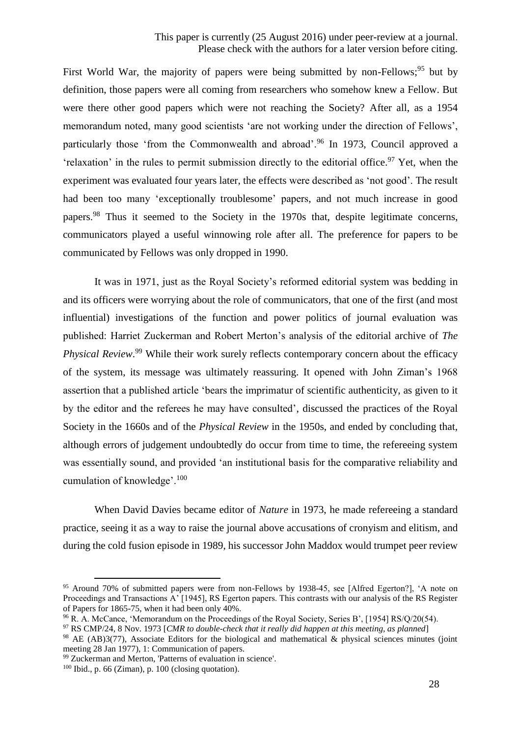First World War, the majority of papers were being submitted by non-Fellows;[95] but by definition, those papers were all coming from researchers who somehow knew a Fellow. But were there other good papers which were not reaching the Society? After all, as a 1954 memorandum noted, many good scientists 'are not working under the direction of Fellows', particularly those 'from the Commonwealth and abroad'.[96] In 1973, Council approved a 'relaxation' in the rules to permit submission directly to the editorial office.[97] Yet, when the experiment was evaluated four years later, the effects were described as 'not good'. The result had been too many 'exceptionally troublesome' papers, and not much increase in good papers.[98] Thus it seemed to the Society in the 1970s that, despite legitimate concerns, communicators played a useful winnowing role after all. The preference for papers to be communicated by Fellows was only dropped in 1990.

It was in 1971, just as the Royal Society's reformed editorial system was bedding in and its officers were worrying about the role of communicators, that one of the first (and most influential) investigations of the function and power politics of journal evaluation was published: Harriet Zuckerman and Robert Merton's analysis of the editorial archive of *The Physical Review*.[99] While their work surely reflects contemporary concern about the efficacy of the system, its message was ultimately reassuring. It opened with John Ziman's 1968 assertion that a published article 'bears the imprimatur of scientific authenticity, as given to it by the editor and the referees he may have consulted', discussed the practices of the Royal Society in the 1660s and of the *Physical Review* in the 1950s, and ended by concluding that, although errors of judgement undoubtedly do occur from time to time, the refereeing system was essentially sound, and provided 'an institutional basis for the comparative reliability and cumulation of knowledge'.[100]

When David Davies became editor of *Nature* in 1973, he made refereeing a standard practice, seeing it as a way to raise the journal above accusations of cronyism and elitism, and during the cold fusion episode in 1989, his successor John Maddox would trumpet peer review

---

[95] Around 70% of submitted papers were from non-Fellows by 1938-45, see [Alfred Egerton?], 'A note on Proceedings and Transactions A' [1945], RS Egerton papers. This contrasts with our analysis of the RS Register of Papers for 1865-75, when it had been only 40%.

[96] R. A. McCance, 'Memorandum on the Proceedings of the Royal Society, Series B', [1954] RS/Q/20(54).

[97] RS CMP/24, 8 Nov. 1973 [*CMR to double-check that it really did happen at this meeting, as planned*]

[98] AE (AB)3(77), Associate Editors for the biological and mathematical & physical sciences minutes (joint meeting 28 Jan 1977), 1: Communication of papers.

[99] Zuckerman and Merton, 'Patterns of evaluation in science'.

[100] Ibid., p. 66 (Ziman), p. 100 (closing quotation).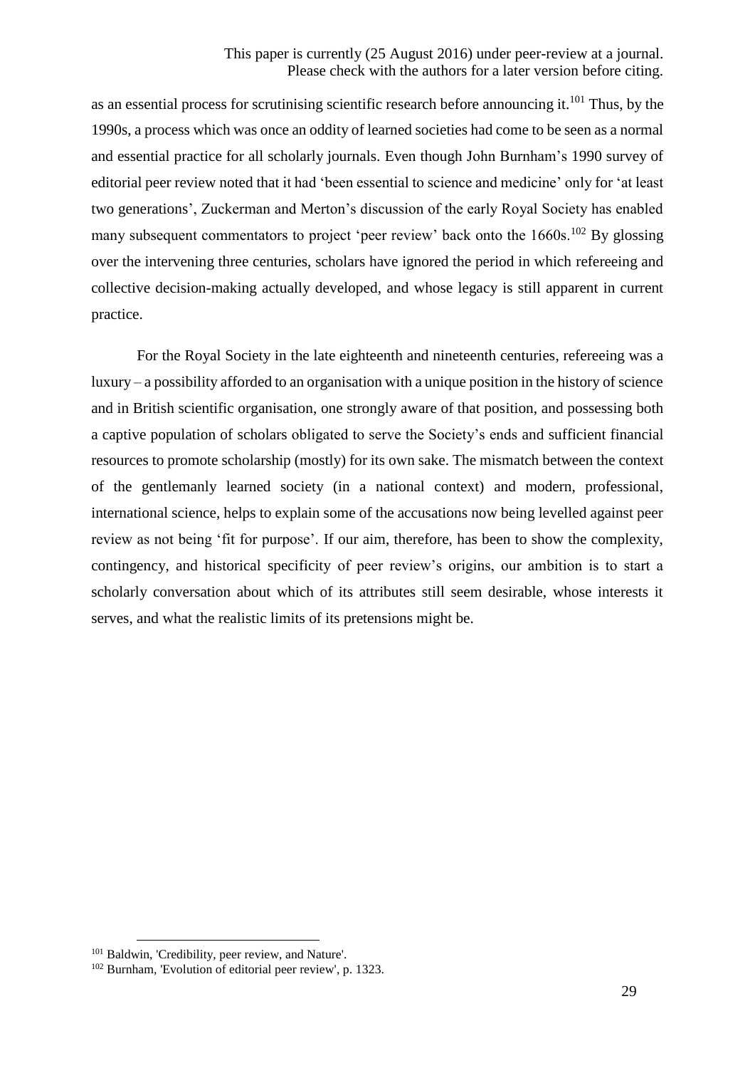as an essential process for scrutinising scientific research before announcing it.[101] Thus, by the 1990s, a process which was once an oddity of learned societies had come to be seen as a normal and essential practice for all scholarly journals. Even though John Burnham's 1990 survey of editorial peer review noted that it had 'been essential to science and medicine' only for 'at least two generations', Zuckerman and Merton's discussion of the early Royal Society has enabled many subsequent commentators to project 'peer review' back onto the 1660s.[102] By glossing over the intervening three centuries, scholars have ignored the period in which refereeing and collective decision-making actually developed, and whose legacy is still apparent in current practice.

For the Royal Society in the late eighteenth and nineteenth centuries, refereeing was a luxury – a possibility afforded to an organisation with a unique position in the history of science and in British scientific organisation, one strongly aware of that position, and possessing both a captive population of scholars obligated to serve the Society's ends and sufficient financial resources to promote scholarship (mostly) for its own sake. The mismatch between the context of the gentlemanly learned society (in a national context) and modern, professional, international science, helps to explain some of the accusations now being levelled against peer review as not being 'fit for purpose'. If our aim, therefore, has been to show the complexity, contingency, and historical specificity of peer review's origins, our ambition is to start a scholarly conversation about which of its attributes still seem desirable, whose interests it serves, and what the realistic limits of its pretensions might be.

[101] Baldwin, 'Credibility, peer review, and Nature'.

[102] Burnham, 'Evolution of editorial peer review', p. 1323.